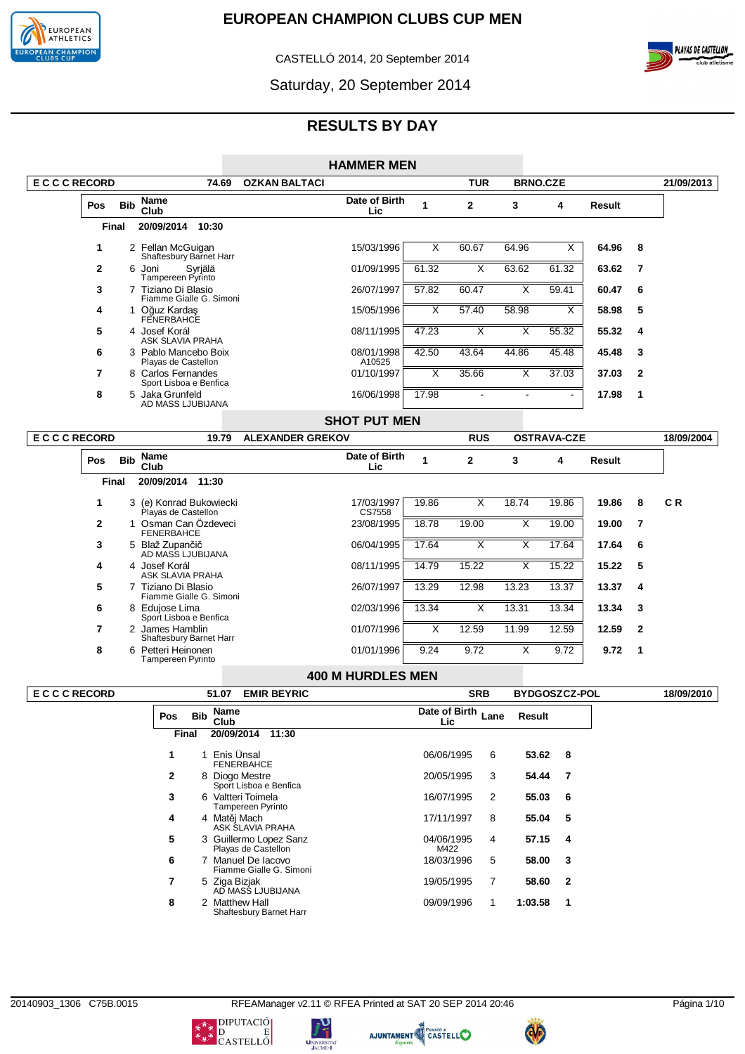# EUROPEAN CHAMPION CLUBS CUP MEN

CASTELLÓ 2014, 20 September 2014

Saturday, 20 September 2014

## RESULTS BY DAY

### HAMMER MEN

E C C C RECORD 74.69 OZKAN BALTACI TUR BRNO.CZE 21/09/2013

Final 20/09/2014 10:30

| Pos | Bib | Name / Club | Date of Birth / Lic | 1 | 2 | 3 | 4 | Result | |
|---|---|---|---|---|---|---|---|---|---|
| 1 | 2 | Fellan McGuigan<br>Shaftesbury Barnet Harr | 15/03/1996 | X | 60.67 | 64.96 | X | **64.96** | 8 |
| 2 | 6 | Joni Syrjälä<br>Tampereen Pyrinto | 01/09/1995 | 61.32 | X | 63.62 | 61.32 | **63.62** | 7 |
| 3 | 7 | Tiziano Di Blasio<br>Fiamme Gialle G. Simoni | 26/07/1997 | 57.82 | 60.47 | X | 59.41 | **60.47** | 6 |
| 4 | 1 | Oğuz Kardaş<br>FENERBAHCE | 15/05/1996 | X | 57.40 | 58.98 | X | **58.98** | 5 |
| 5 | 4 | Josef Korál<br>ASK SLAVIA PRAHA | 08/11/1995 | 47.23 | X | X | 55.32 | **55.32** | 4 |
| 6 | 3 | Pablo Mancebo Boix<br>Playas de Castellon | 08/01/1998<br>A10525 | 42.50 | 43.64 | 44.86 | 45.48 | **45.48** | 3 |
| 7 | 8 | Carlos Fernandes<br>Sport Lisboa e Benfica | 01/10/1997 | X | 35.66 | X | 37.03 | **37.03** | 2 |
| 8 | 5 | Jaka Grunfeld<br>AD MASS LJUBIJANA | 16/06/1998 | 17.98 | - | - | - | **17.98** | 1 |

### SHOT PUT MEN

E C C C RECORD 19.79 ALEXANDER GREKOV RUS OSTRAVA-CZE 18/09/2004

Final 20/09/2014 11:30

| Pos | Bib | Name / Club | Date of Birth / Lic | 1 | 2 | 3 | 4 | Result | | |
|---|---|---|---|---|---|---|---|---|---|---|
| 1 | 3 | (e) Konrad Bukowiecki<br>Playas de Castellon | 17/03/1997<br>CS7558 | 19.86 | X | 18.74 | 19.86 | **19.86** | 8 | C R |
| 2 | 1 | Osman Can Özdeveci<br>FENERBAHCE | 23/08/1995 | 18.78 | 19.00 | X | 19.00 | **19.00** | 7 | |
| 3 | 5 | Blaž Zupančič<br>AD MASS LJUBIJANA | 06/04/1995 | 17.64 | X | X | 17.64 | **17.64** | 6 | |
| 4 | 4 | Josef Korál<br>ASK SLAVIA PRAHA | 08/11/1995 | 14.79 | 15.22 | X | 15.22 | **15.22** | 5 | |
| 5 | 7 | Tiziano Di Blasio<br>Fiamme Gialle G. Simoni | 26/07/1997 | 13.29 | 12.98 | 13.23 | 13.37 | **13.37** | 4 | |
| 6 | 8 | Edujose Lima<br>Sport Lisboa e Benfica | 02/03/1996 | 13.34 | X | 13.31 | 13.34 | **13.34** | 3 | |
| 7 | 2 | James Hamblin<br>Shaftesbury Barnet Harr | 01/07/1996 | X | 12.59 | 11.99 | 12.59 | **12.59** | 2 | |
| 8 | 6 | Petteri Heinonen<br>Tampereen Pyrinto | 01/01/1996 | 9.24 | 9.72 | X | 9.72 | **9.72** | 1 | |

### 400 M HURDLES MEN

E C C C RECORD 51.07 EMIR BEYRIC SRB BYDGOSZCZ-POL 18/09/2010

Final 20/09/2014 11:30

| Pos | Bib | Name / Club | Date of Birth / Lic | Lane | Result | |
|---|---|---|---|---|---|---|
| 1 | 1 | Enis Ünsal<br>FENERBAHCE | 06/06/1995 | 6 | **53.62** | 8 |
| 2 | 8 | Diogo Mestre<br>Sport Lisboa e Benfica | 20/05/1995 | 3 | **54.44** | 7 |
| 3 | 6 | Valtteri Toimela<br>Tampereen Pyrinto | 16/07/1995 | 2 | **55.03** | 6 |
| 4 | 4 | Matěj Mach<br>ASK SLAVIA PRAHA | 17/11/1997 | 8 | **55.04** | 5 |
| 5 | 3 | Guillermo Lopez Sanz<br>Playas de Castellon | 04/06/1995<br>M422 | 4 | **57.15** | 4 |
| 6 | 7 | Manuel De Iacovo<br>Fiamme Gialle G. Simoni | 18/03/1996 | 5 | **58.00** | 3 |
| 7 | 5 | Ziga Bizjak<br>AD MASS LJUBIJANA | 19/05/1995 | 7 | **58.60** | 2 |
| 8 | 2 | Matthew Hall<br>Shaftesbury Barnet Harr | 09/09/1996 | 1 | **1:03.58** | 1 |

20140903_1306 C75B.0015 RFEAManager v2.11 © RFEA Printed at SAT 20 SEP 2014 20:46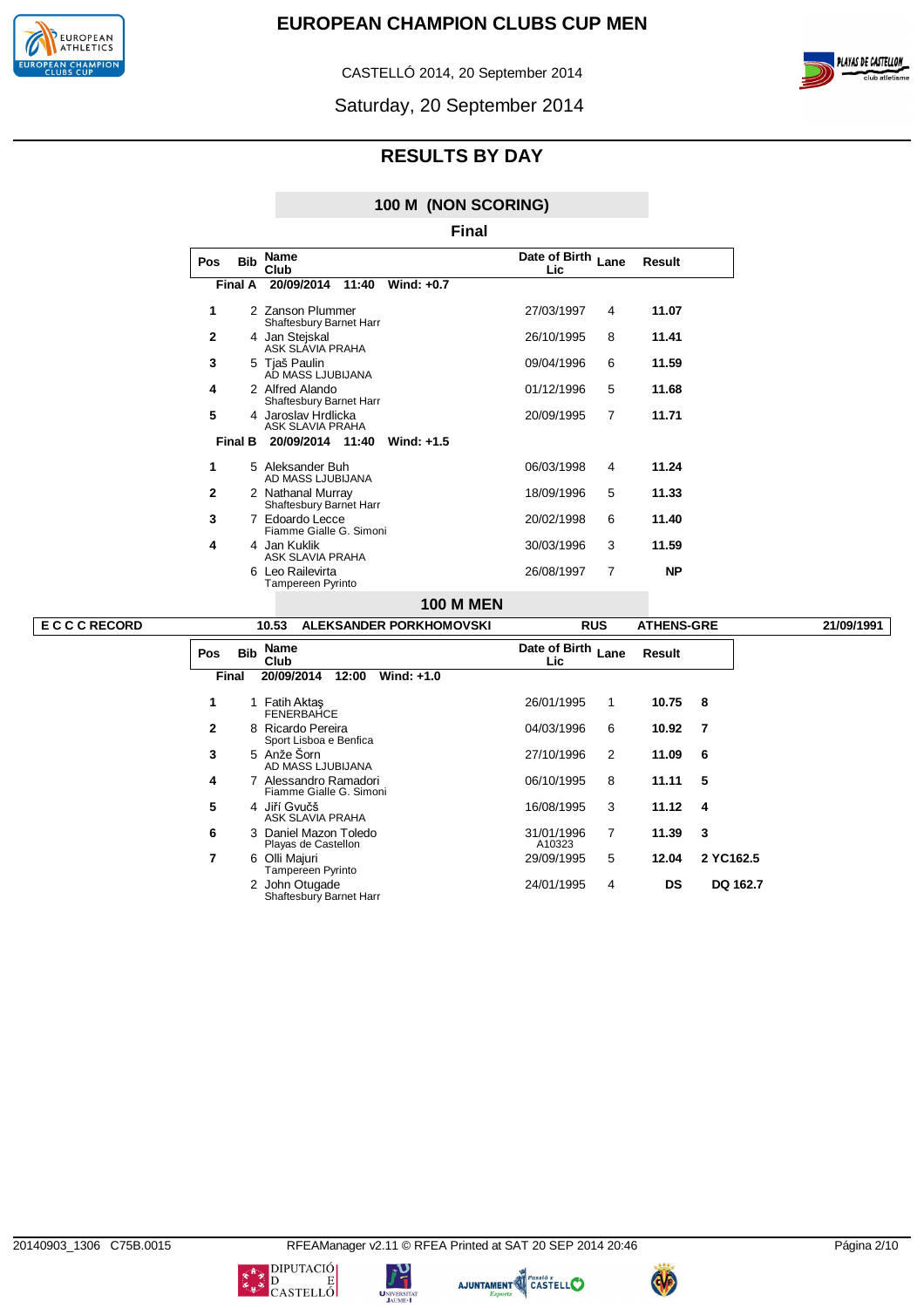# EUROPEAN CHAMPION CLUBS CUP MEN

CASTELLÓ 2014, 20 September 2014

Saturday, 20 September 2014

## RESULTS BY DAY

### 100 M (NON SCORING)

**Final**

| Pos | Bib | Name / Club | Date of Birth / Lic | Lane | Result |
|---|---|---|---|---|---|
| **Final A** | | **20/09/2014 11:40 Wind: +0.7** | | | |
| **1** | 2 | Zanson Plummer<br>Shaftesbury Barnet Harr | 27/03/1997 | 4 | **11.07** |
| **2** | 4 | Jan Stejskal<br>ASK SLAVIA PRAHA | 26/10/1995 | 8 | **11.41** |
| **3** | 5 | Tjaš Paulin<br>AD MASS LJUBIJANA | 09/04/1996 | 6 | **11.59** |
| **4** | 2 | Alfred Alando<br>Shaftesbury Barnet Harr | 01/12/1996 | 5 | **11.68** |
| **5** | 4 | Jaroslav Hrdlicka<br>ASK SLAVIA PRAHA | 20/09/1995 | 7 | **11.71** |
| **Final B** | | **20/09/2014 11:40 Wind: +1.5** | | | |
| **1** | 5 | Aleksander Buh<br>AD MASS LJUBIJANA | 06/03/1998 | 4 | **11.24** |
| **2** | 2 | Nathanal Murray<br>Shaftesbury Barnet Harr | 18/09/1996 | 5 | **11.33** |
| **3** | 7 | Edoardo Lecce<br>Fiamme Gialle G. Simoni | 20/02/1998 | 6 | **11.40** |
| **4** | 4 | Jan Kuklik<br>ASK SLAVIA PRAHA | 30/03/1996 | 3 | **11.59** |
| | 6 | Leo Railevirta<br>Tampereen Pyrinto | 26/08/1997 | 7 | **NP** |

### 100 M MEN

| E C C C RECORD | 10.53 | ALEKSANDER PORKHOMOVSKI | RUS | ATHENS-GRE | 21/09/1991 |
|---|---|---|---|---|---|

| Pos | Bib | Name / Club | Date of Birth / Lic | Lane | Result | |
|---|---|---|---|---|---|---|
| **Final** | | **20/09/2014 12:00 Wind: +1.0** | | | | |
| **1** | 1 | Fatih Aktaş<br>FENERBAHCE | 26/01/1995 | 1 | **10.75** | **8** |
| **2** | 8 | Ricardo Pereira<br>Sport Lisboa e Benfica | 04/03/1996 | 6 | **10.92** | **7** |
| **3** | 5 | Anže Šorn<br>AD MASS LJUBIJANA | 27/10/1996 | 2 | **11.09** | **6** |
| **4** | 7 | Alessandro Ramadori<br>Fiamme Gialle G. Simoni | 06/10/1995 | 8 | **11.11** | **5** |
| **5** | 4 | Jiří Gvučš<br>ASK SLAVIA PRAHA | 16/08/1995 | 3 | **11.12** | **4** |
| **6** | 3 | Daniel Mazon Toledo<br>Playas de Castellon | 31/01/1996<br>A10323 | 7 | **11.39** | **3** |
| **7** | 6 | Olli Majuri<br>Tampereen Pyrinto | 29/09/1995 | 5 | **12.04** | **2 YC162.5** |
| | 2 | John Otugade<br>Shaftesbury Barnet Harr | 24/01/1995 | 4 | **DS** | **DQ 162.7** |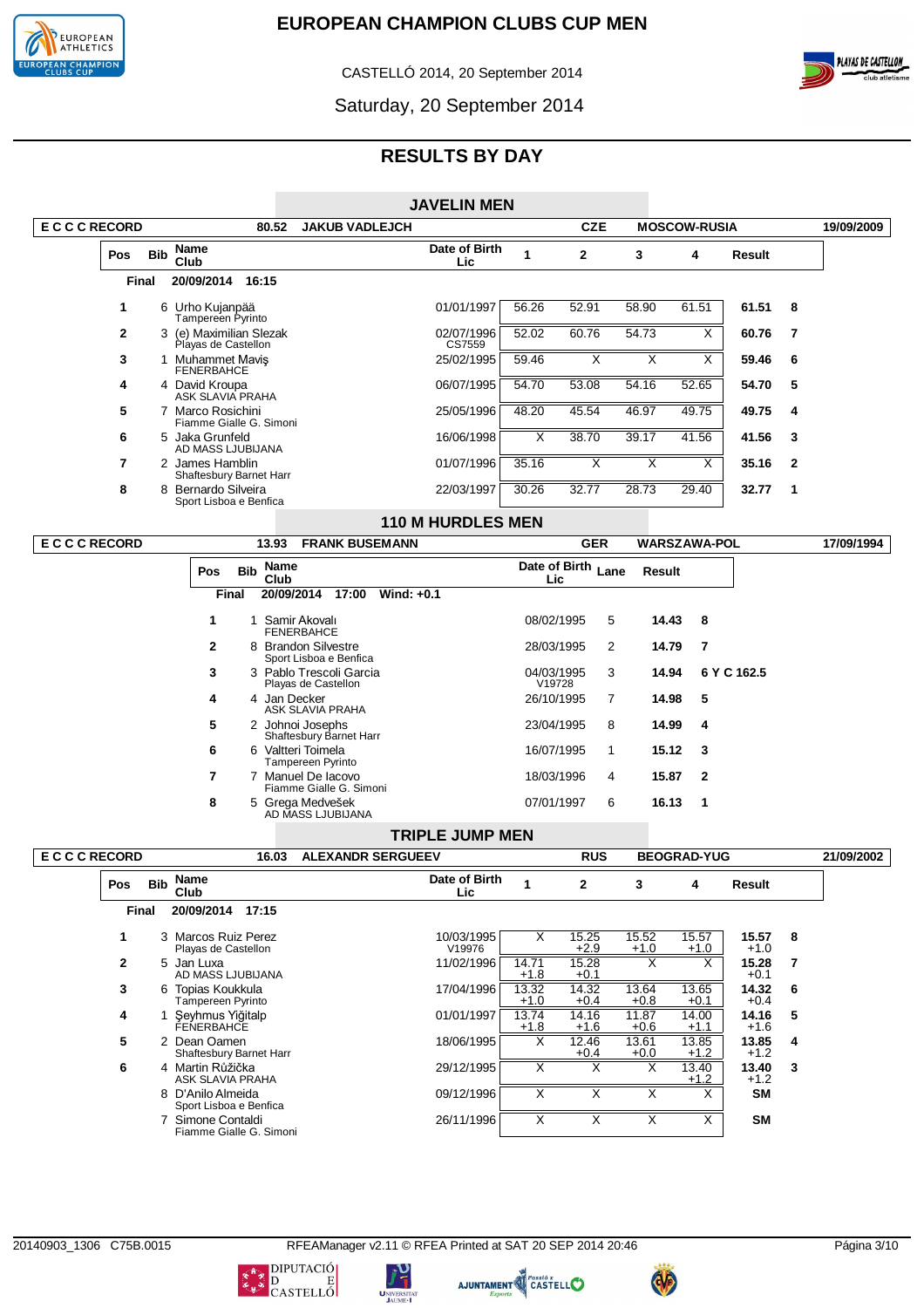# EUROPEAN CHAMPION CLUBS CUP MEN

CASTELLÓ 2014, 20 September 2014

Saturday, 20 September 2014

## RESULTS BY DAY

### JAVELIN MEN

E C C C RECORD — 80.52 — JAKUB VADLEJCH — CZE — MOSCOW-RUSIA — 19/09/2009

Final — 20/09/2014 16:15

| Pos | Bib | Name / Club | Date of Birth / Lic | 1 | 2 | 3 | 4 | Result | |
|---|---|---|---|---|---|---|---|---|---|
| 1 | 6 | Urho Kujanpää / Tampereen Pyrinto | 01/01/1997 | 56.26 | 52.91 | 58.90 | 61.51 | 61.51 | 8 |
| 2 | 3 | (e) Maximilian Slezak / Playas de Castellon | 02/07/1996 / CS7559 | 52.02 | 60.76 | 54.73 | X | 60.76 | 7 |
| 3 | 1 | Muhammet Maviş / FENERBAHCE | 25/02/1995 | 59.46 | X | X | X | 59.46 | 6 |
| 4 | 4 | David Kroupa / ASK SLAVIA PRAHA | 06/07/1995 | 54.70 | 53.08 | 54.16 | 52.65 | 54.70 | 5 |
| 5 | 7 | Marco Rosichini / Fiamme Gialle G. Simoni | 25/05/1996 | 48.20 | 45.54 | 46.97 | 49.75 | 49.75 | 4 |
| 6 | 5 | Jaka Grunfeld / AD MASS LJUBIJANA | 16/06/1998 | X | 38.70 | 39.17 | 41.56 | 41.56 | 3 |
| 7 | 2 | James Hamblin / Shaftesbury Barnet Harr | 01/07/1996 | 35.16 | X | X | X | 35.16 | 2 |
| 8 | 8 | Bernardo Silveira / Sport Lisboa e Benfica | 22/03/1997 | 30.26 | 32.77 | 28.73 | 29.40 | 32.77 | 1 |

### 110 M HURDLES MEN

E C C C RECORD — 13.93 — FRANK BUSEMANN — GER — WARSZAWA-POL — 17/09/1994

Final — 20/09/2014 17:00 — Wind: +0.1

| Pos | Bib | Name / Club | Date of Birth / Lic | Lane | Result | |
|---|---|---|---|---|---|---|
| 1 | 1 | Samir Akovalı / FENERBAHCE | 08/02/1995 | 5 | 14.43 | 8 |
| 2 | 8 | Brandon Silvestre / Sport Lisboa e Benfica | 28/03/1995 | 2 | 14.79 | 7 |
| 3 | 3 | Pablo Trescoli Garcia / Playas de Castellon | 04/03/1995 / V19728 | 3 | 14.94 | 6 Y C 162.5 |
| 4 | 4 | Jan Decker / ASK SLAVIA PRAHA | 26/10/1995 | 7 | 14.98 | 5 |
| 5 | 2 | Johnoi Josephs / Shaftesbury Barnet Harr | 23/04/1995 | 8 | 14.99 | 4 |
| 6 | 6 | Valtteri Toimela / Tampereen Pyrinto | 16/07/1995 | 1 | 15.12 | 3 |
| 7 | 7 | Manuel De Iacovo / Fiamme Gialle G. Simoni | 18/03/1996 | 4 | 15.87 | 2 |
| 8 | 5 | Grega Medvešek / AD MASS LJUBIJANA | 07/01/1997 | 6 | 16.13 | 1 |

### TRIPLE JUMP MEN

E C C C RECORD — 16.03 — ALEXANDR SERGUEEV — RUS — BEOGRAD-YUG — 21/09/2002

Final — 20/09/2014 17:15

| Pos | Bib | Name / Club | Date of Birth / Lic | 1 | 2 | 3 | 4 | Result | |
|---|---|---|---|---|---|---|---|---|---|
| 1 | 3 | Marcos Ruiz Perez / Playas de Castellon | 10/03/1995 / V19976 | X | 15.25 +2.9 | 15.52 +1.0 | 15.57 +1.0 | 15.57 +1.0 | 8 |
| 2 | 5 | Jan Luxa / AD MASS LJUBIJANA | 11/02/1996 | 14.71 +1.8 | 15.28 +0.1 | X | X | 15.28 +0.1 | 7 |
| 3 | 6 | Topias Koukkula / Tampereen Pyrinto | 17/04/1996 | 13.32 +1.0 | 14.32 +0.4 | 13.64 +0.8 | 13.65 +0.1 | 14.32 +0.4 | 6 |
| 4 | 1 | Şeyhmus Yiğitalp / FENERBAHCE | 01/01/1997 | 13.74 +1.8 | 14.16 +1.6 | 11.87 +0.6 | 14.00 +1.1 | 14.16 +1.6 | 5 |
| 5 | 2 | Dean Oamen / Shaftesbury Barnet Harr | 18/06/1995 | X | 12.46 +0.4 | 13.61 +0.0 | 13.85 +1.2 | 13.85 +1.2 | 4 |
| 6 | 4 | Martin Růžička / ASK SLAVIA PRAHA | 29/12/1995 | X | X | X | 13.40 +1.2 | 13.40 +1.2 | 3 |
| | 8 | D'Anilo Almeida / Sport Lisboa e Benfica | 09/12/1996 | X | X | X | X | SM | |
| | 7 | Simone Contaldi / Fiamme Gialle G. Simoni | 26/11/1996 | X | X | X | X | SM | |

20140903_1306 C75B.0015 — RFEAManager v2.11 © RFEA Printed at SAT 20 SEP 2014 20:46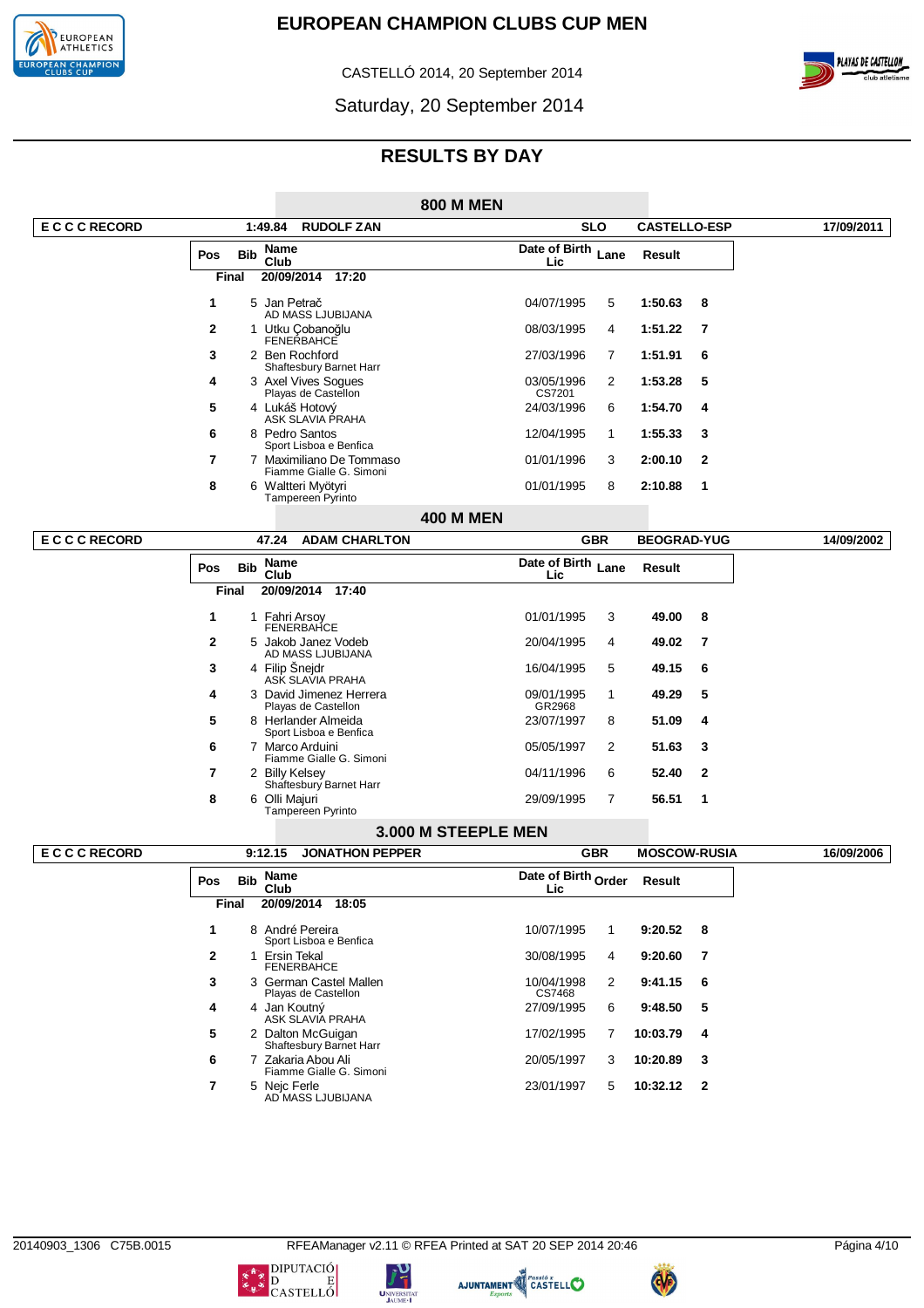# EUROPEAN CHAMPION CLUBS CUP MEN

CASTELLÓ 2014, 20 September 2014

Saturday, 20 September 2014

## RESULTS BY DAY

### 800 M MEN

E C C C RECORD — 1:49.84 RUDOLF ZAN — SLO — CASTELLO-ESP — 17/09/2011

Final 20/09/2014 17:20

| Pos | Bib | Name / Club | Date of Birth / Lic | Lane | Result | |
|---|---|---|---|---|---|---|
| 1 | 5 | Jan Petrač<br>AD MASS LJUBIJANA | 04/07/1995 | 5 | 1:50.63 | 8 |
| 2 | 1 | Utku Çobanoğlu<br>FENERBAHCE | 08/03/1995 | 4 | 1:51.22 | 7 |
| 3 | 2 | Ben Rochford<br>Shaftesbury Barnet Harr | 27/03/1996 | 7 | 1:51.91 | 6 |
| 4 | 3 | Axel Vives Sogues<br>Playas de Castellon | 03/05/1996<br>CS7201 | 2 | 1:53.28 | 5 |
| 5 | 4 | Lukáš Hotový<br>ASK SLAVIA PRAHA | 24/03/1996 | 6 | 1:54.70 | 4 |
| 6 | 8 | Pedro Santos<br>Sport Lisboa e Benfica | 12/04/1995 | 1 | 1:55.33 | 3 |
| 7 | 7 | Maximiliano De Tommaso<br>Fiamme Gialle G. Simoni | 01/01/1996 | 3 | 2:00.10 | 2 |
| 8 | 6 | Waltteri Myötyri<br>Tampereen Pyrinto | 01/01/1995 | 8 | 2:10.88 | 1 |

### 400 M MEN

E C C C RECORD — 47.24 ADAM CHARLTON — GBR — BEOGRAD-YUG — 14/09/2002

Final 20/09/2014 17:40

| Pos | Bib | Name / Club | Date of Birth / Lic | Lane | Result | |
|---|---|---|---|---|---|---|
| 1 | 1 | Fahri Arsoy<br>FENERBAHCE | 01/01/1995 | 3 | 49.00 | 8 |
| 2 | 5 | Jakob Janez Vodeb<br>AD MASS LJUBIJANA | 20/04/1995 | 4 | 49.02 | 7 |
| 3 | 4 | Filip Šnejdr<br>ASK SLAVIA PRAHA | 16/04/1995 | 5 | 49.15 | 6 |
| 4 | 3 | David Jimenez Herrera<br>Playas de Castellon | 09/01/1995<br>GR2968 | 1 | 49.29 | 5 |
| 5 | 8 | Herlander Almeida<br>Sport Lisboa e Benfica | 23/07/1997 | 8 | 51.09 | 4 |
| 6 | 7 | Marco Arduini<br>Fiamme Gialle G. Simoni | 05/05/1997 | 2 | 51.63 | 3 |
| 7 | 2 | Billy Kelsey<br>Shaftesbury Barnet Harr | 04/11/1996 | 6 | 52.40 | 2 |
| 8 | 6 | Olli Majuri<br>Tampereen Pyrinto | 29/09/1995 | 7 | 56.51 | 1 |

### 3.000 M STEEPLE MEN

E C C C RECORD — 9:12.15 JONATHON PEPPER — GBR — MOSCOW-RUSIA — 16/09/2006

Final 20/09/2014 18:05

| Pos | Bib | Name / Club | Date of Birth / Lic | Order | Result | |
|---|---|---|---|---|---|---|
| 1 | 8 | André Pereira<br>Sport Lisboa e Benfica | 10/07/1995 | 1 | 9:20.52 | 8 |
| 2 | 1 | Ersin Tekal<br>FENERBAHCE | 30/08/1995 | 4 | 9:20.60 | 7 |
| 3 | 3 | German Castel Mallen<br>Playas de Castellon | 10/04/1998<br>CS7468 | 2 | 9:41.15 | 6 |
| 4 | 4 | Jan Koutný<br>ASK SLAVIA PRAHA | 27/09/1995 | 6 | 9:48.50 | 5 |
| 5 | 2 | Dalton McGuigan<br>Shaftesbury Barnet Harr | 17/02/1995 | 7 | 10:03.79 | 4 |
| 6 | 7 | Zakaria Abou Ali<br>Fiamme Gialle G. Simoni | 20/05/1997 | 3 | 10:20.89 | 3 |
| 7 | 5 | Nejc Ferle<br>AD MASS LJUBIJANA | 23/01/1997 | 5 | 10:32.12 | 2 |

20140903_1306 C75B.0015 — RFEAManager v2.11 © RFEA Printed at SAT 20 SEP 2014 20:46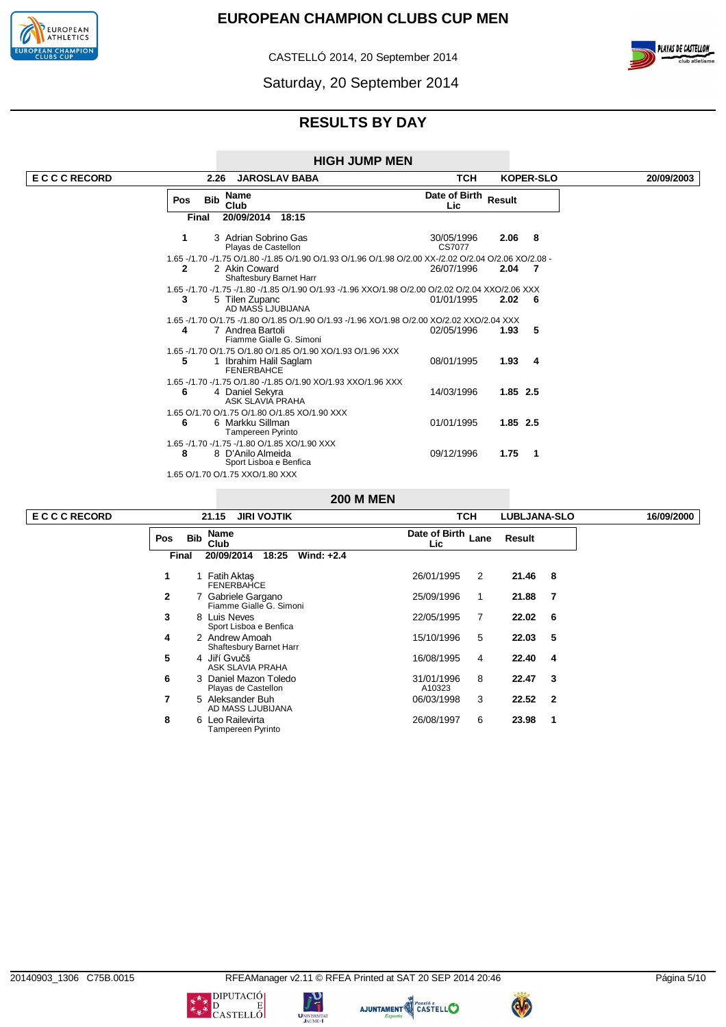# EUROPEAN CHAMPION CLUBS CUP MEN

CASTELLÓ 2014, 20 September 2014

Saturday, 20 September 2014

## RESULTS BY DAY

### HIGH JUMP MEN

| E C C C RECORD | 2.26 | JAROSLAV BABA | TCH | KOPER-SLO | 20/09/2003 |
|---|---|---|---|---|---|

**Final** 20/09/2014 18:15

| Pos | Bib | Name / Club | Date of Birth / Lic | Result | Pts |
|---|---|---|---|---|---|
| 1 | 3 | Adrian Sobrino Gas / Playas de Castellon | 30/05/1996 / CS7077 | 2.06 | 8 |
| | | 1.65 -/1.70 -/1.75 O/1.80 -/1.85 O/1.90 O/1.93 O/1.96 O/1.98 O/2.00 XX-/2.02 O/2.04 O/2.06 XO/2.08 - | | | |
| 2 | 2 | Akin Coward / Shaftesbury Barnet Harr | 26/07/1996 | 2.04 | 7 |
| | | 1.65 -/1.70 -/1.75 -/1.80 -/1.85 O/1.90 O/1.93 -/1.96 XXO/1.98 O/2.00 O/2.02 O/2.04 XXO/2.06 XXX | | | |
| 3 | 5 | Tilen Zupanc / AD MASS LJUBIJANA | 01/01/1995 | 2.02 | 6 |
| | | 1.65 -/1.70 O/1.75 -/1.80 O/1.85 O/1.90 O/1.93 -/1.96 XO/1.98 O/2.00 XO/2.02 XXO/2.04 XXX | | | |
| 4 | 7 | Andrea Bartoli / Fiamme Gialle G. Simoni | 02/05/1996 | 1.93 | 5 |
| | | 1.65 -/1.70 O/1.75 O/1.80 O/1.85 O/1.90 XO/1.93 O/1.96 XXX | | | |
| 5 | 1 | Ibrahim Halil Saglam / FENERBAHCE | 08/01/1995 | 1.93 | 4 |
| | | 1.65 -/1.70 -/1.75 O/1.80 -/1.85 O/1.90 XO/1.93 XXO/1.96 XXX | | | |
| 6 | 4 | Daniel Sekyra / ASK SLAVIA PRAHA | 14/03/1996 | 1.85 | 2.5 |
| | | 1.65 O/1.70 O/1.75 O/1.80 O/1.85 XO/1.90 XXX | | | |
| 6 | 6 | Markku Sillman / Tampereen Pyrinto | 01/01/1995 | 1.85 | 2.5 |
| | | 1.65 -/1.70 -/1.75 -/1.80 O/1.85 XO/1.90 XXX | | | |
| 8 | 8 | D'Anilo Almeida / Sport Lisboa e Benfica | 09/12/1996 | 1.75 | 1 |
| | | 1.65 O/1.70 O/1.75 XXO/1.80 XXX | | | |

### 200 M MEN

| E C C C RECORD | 21.15 | JIRI VOJTIK | TCH | LUBLJANA-SLO | 16/09/2000 |
|---|---|---|---|---|---|

**Final** 20/09/2014 18:25 Wind: +2.4

| Pos | Bib | Name / Club | Date of Birth / Lic | Lane | Result | Pts |
|---|---|---|---|---|---|---|
| 1 | 1 | Fatih Aktaş / FENERBAHCE | 26/01/1995 | 2 | 21.46 | 8 |
| 2 | 7 | Gabriele Gargano / Fiamme Gialle G. Simoni | 25/09/1996 | 1 | 21.88 | 7 |
| 3 | 8 | Luis Neves / Sport Lisboa e Benfica | 22/05/1995 | 7 | 22.02 | 6 |
| 4 | 2 | Andrew Amoah / Shaftesbury Barnet Harr | 15/10/1996 | 5 | 22.03 | 5 |
| 5 | 4 | Jiří Gvučš / ASK SLAVIA PRAHA | 16/08/1995 | 4 | 22.40 | 4 |
| 6 | 3 | Daniel Mazon Toledo / Playas de Castellon | 31/01/1996 / A10323 | 8 | 22.47 | 3 |
| 7 | 5 | Aleksander Buh / AD MASS LJUBIJANA | 06/03/1998 | 3 | 22.52 | 2 |
| 8 | 6 | Leo Railevirta / Tampereen Pyrinto | 26/08/1997 | 6 | 23.98 | 1 |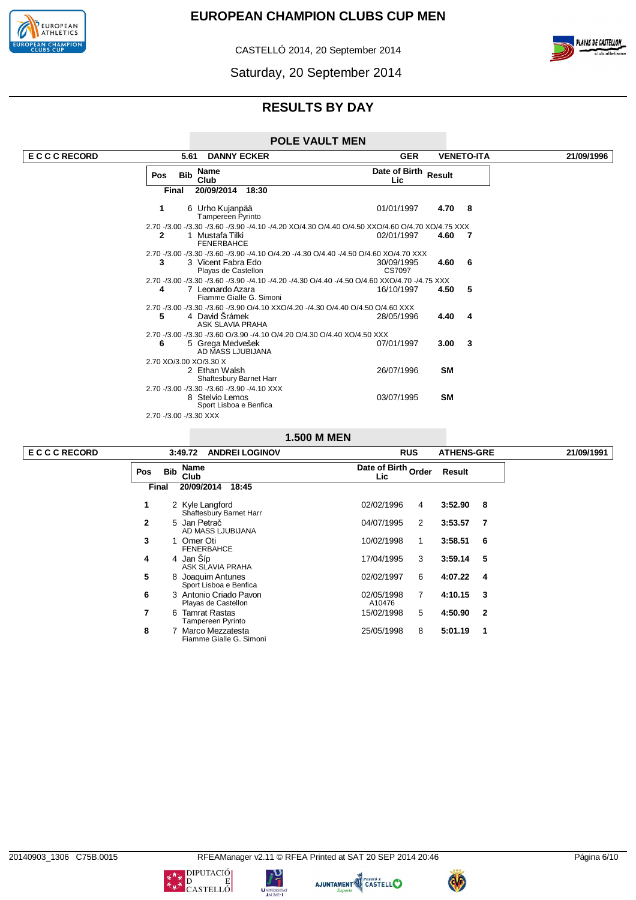# EUROPEAN CHAMPION CLUBS CUP MEN

CASTELLÓ 2014, 20 September 2014

Saturday, 20 September 2014

## RESULTS BY DAY

### POLE VAULT MEN

| E C C C RECORD | 5.61 | DANNY ECKER | GER | VENETO-ITA | 21/09/1996 |
|---|---|---|---|---|---|

**Final** 20/09/2014 18:30

| Pos | Bib | Name / Club | Date of Birth / Lic | Result | |
|---|---|---|---|---|---|
| 1 | 6 | Urho Kujanpää / Tampereen Pyrinto | 01/01/1997 | 4.70 | 8 |
| | | 2.70 -/3.00 -/3.30 -/3.60 -/3.90 -/4.10 -/4.20 XO/4.30 O/4.40 O/4.50 XXO/4.60 O/4.70 XO/4.75 XXX | | | |
| 2 | 1 | Mustafa Tilki / FENERBAHCE | 02/01/1997 | 4.60 | 7 |
| | | 2.70 -/3.00 -/3.30 -/3.60 -/3.90 -/4.10 O/4.20 -/4.30 O/4.40 -/4.50 O/4.60 XO/4.70 XXX | | | |
| 3 | 3 | Vicent Fabra Edo / Playas de Castellon | 30/09/1995 / CS7097 | 4.60 | 6 |
| | | 2.70 -/3.00 -/3.30 -/3.60 -/3.90 -/4.10 -/4.20 -/4.30 O/4.40 -/4.50 O/4.60 XXO/4.70 -/4.75 XXX | | | |
| 4 | 7 | Leonardo Azara / Fiamme Gialle G. Simoni | 16/10/1997 | 4.50 | 5 |
| | | 2.70 -/3.00 -/3.30 -/3.60 -/3.90 O/4.10 XXO/4.20 -/4.30 O/4.40 O/4.50 O/4.60 XXX | | | |
| 5 | 4 | David Šrámek / ASK SLAVIA PRAHA | 28/05/1996 | 4.40 | 4 |
| | | 2.70 -/3.00 -/3.30 -/3.60 O/3.90 -/4.10 O/4.20 O/4.30 O/4.40 XO/4.50 XXX | | | |
| 6 | 5 | Grega Medvešek / AD MASS LJUBIJANA | 07/01/1997 | 3.00 | 3 |
| | | 2.70 XO/3.00 XO/3.30 X | | | |
| | 2 | Ethan Walsh / Shaftesbury Barnet Harr | 26/07/1996 | SM | |
| | | 2.70 -/3.00 -/3.30 -/3.60 -/3.90 -/4.10 XXX | | | |
| | 8 | Stelvio Lemos / Sport Lisboa e Benfica | 03/07/1995 | SM | |
| | | 2.70 -/3.00 -/3.30 XXX | | | |

### 1.500 M MEN

| E C C C RECORD | 3:49.72 | ANDREI LOGINOV | RUS | ATHENS-GRE | 21/09/1991 |
|---|---|---|---|---|---|

**Final** 20/09/2014 18:45

| Pos | Bib | Name / Club | Date of Birth / Lic | Order | Result | |
|---|---|---|---|---|---|---|
| 1 | 2 | Kyle Langford / Shaftesbury Barnet Harr | 02/02/1996 | 4 | 3:52.90 | 8 |
| 2 | 5 | Jan Petrač / AD MASS LJUBIJANA | 04/07/1995 | 2 | 3:53.57 | 7 |
| 3 | 1 | Omer Oti / FENERBAHCE | 10/02/1998 | 1 | 3:58.51 | 6 |
| 4 | 4 | Jan Šíp / ASK SLAVIA PRAHA | 17/04/1995 | 3 | 3:59.14 | 5 |
| 5 | 8 | Joaquim Antunes / Sport Lisboa e Benfica | 02/02/1997 | 6 | 4:07.22 | 4 |
| 6 | 3 | Antonio Criado Pavon / Playas de Castellon | 02/05/1998 / A10476 | 7 | 4:10.15 | 3 |
| 7 | 6 | Tamrat Rastas / Tampereen Pyrinto | 15/02/1998 | 5 | 4:50.90 | 2 |
| 8 | 7 | Marco Mezzatesta / Fiamme Gialle G. Simoni | 25/05/1998 | 8 | 5:01.19 | 1 |

20140903_1306 C75B.0015 RFEAManager v2.11 © RFEA Printed at SAT 20 SEP 2014 20:46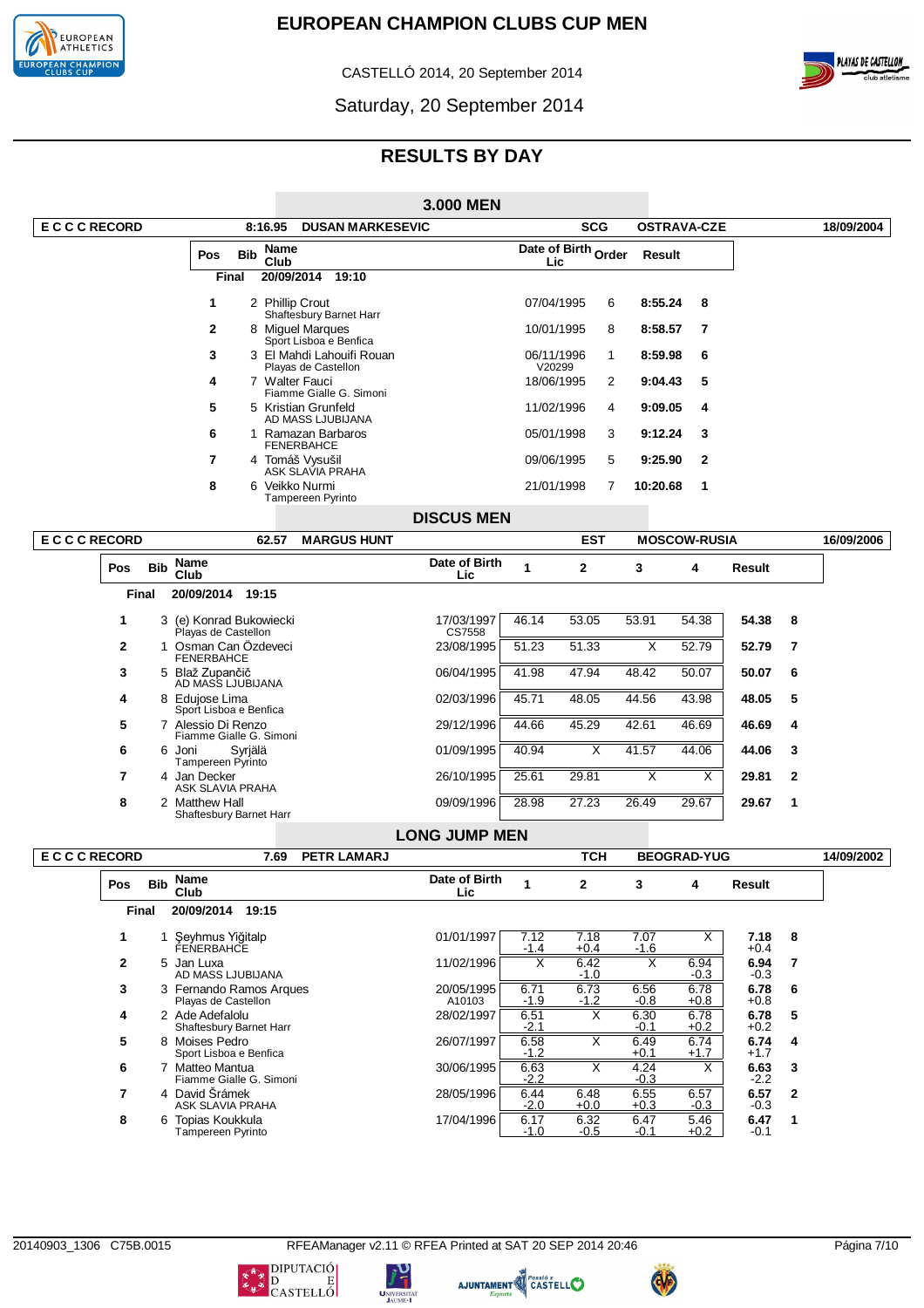# EUROPEAN CHAMPION CLUBS CUP MEN

CASTELLÓ 2014, 20 September 2014

Saturday, 20 September 2014

## RESULTS BY DAY

### 3.000 MEN

E C C C RECORD 8:16.95 DUSAN MARKESEVIC SCG OSTRAVA-CZE 18/09/2004

**Final** 20/09/2014 19:10

| Pos | Bib | Name / Club | Date of Birth / Lic | Order | Result | |
|---|---|---|---|---|---|---|
| 1 | 2 | Phillip Crout / Shaftesbury Barnet Harr | 07/04/1995 | 6 | 8:55.24 | 8 |
| 2 | 8 | Miguel Marques / Sport Lisboa e Benfica | 10/01/1995 | 8 | 8:58.57 | 7 |
| 3 | 3 | El Mahdi Lahouifi Rouan / Playas de Castellon | 06/11/1996 V20299 | 1 | 8:59.98 | 6 |
| 4 | 7 | Walter Fauci / Fiamme Gialle G. Simoni | 18/06/1995 | 2 | 9:04.43 | 5 |
| 5 | 5 | Kristian Grunfeld / AD MASS LJUBIJANA | 11/02/1996 | 4 | 9:09.05 | 4 |
| 6 | 1 | Ramazan Barbaros / FENERBAHCE | 05/01/1998 | 3 | 9:12.24 | 3 |
| 7 | 4 | Tomáš Vysušil / ASK SLAVIA PRAHA | 09/06/1995 | 5 | 9:25.90 | 2 |
| 8 | 6 | Veikko Nurmi / Tampereen Pyrinto | 21/01/1998 | 7 | 10:20.68 | 1 |

### DISCUS MEN

E C C C RECORD 62.57 MARGUS HUNT EST MOSCOW-RUSIA 16/09/2006

**Final** 20/09/2014 19:15

| Pos | Bib | Name / Club | Date of Birth / Lic | 1 | 2 | 3 | 4 | Result | |
|---|---|---|---|---|---|---|---|---|---|
| 1 | 3 | (e) Konrad Bukowiecki / Playas de Castellon | 17/03/1997 CS7558 | 46.14 | 53.05 | 53.91 | 54.38 | 54.38 | 8 |
| 2 | 1 | Osman Can Özdeveci / FENERBAHCE | 23/08/1995 | 51.23 | 51.33 | X | 52.79 | 52.79 | 7 |
| 3 | 5 | Blaž Zupančič / AD MASS LJUBIJANA | 06/04/1995 | 41.98 | 47.94 | 48.42 | 50.07 | 50.07 | 6 |
| 4 | 8 | Edujose Lima / Sport Lisboa e Benfica | 02/03/1996 | 45.71 | 48.05 | 44.56 | 43.98 | 48.05 | 5 |
| 5 | 7 | Alessio Di Renzo / Fiamme Gialle G. Simoni | 29/12/1996 | 44.66 | 45.29 | 42.61 | 46.69 | 46.69 | 4 |
| 6 | 6 | Joni Syrjälä / Tampereen Pyrinto | 01/09/1995 | 40.94 | X | 41.57 | 44.06 | 44.06 | 3 |
| 7 | 4 | Jan Decker / ASK SLAVIA PRAHA | 26/10/1995 | 25.61 | 29.81 | X | X | 29.81 | 2 |
| 8 | 2 | Matthew Hall / Shaftesbury Barnet Harr | 09/09/1996 | 28.98 | 27.23 | 26.49 | 29.67 | 29.67 | 1 |

### LONG JUMP MEN

E C C C RECORD 7.69 PETR LAMARJ TCH BEOGRAD-YUG 14/09/2002

**Final** 20/09/2014 19:15

| Pos | Bib | Name / Club | Date of Birth / Lic | 1 | 2 | 3 | 4 | Result | |
|---|---|---|---|---|---|---|---|---|---|
| 1 | 1 | Şeyhmus Yiğitalp / FENERBAHCE | 01/01/1997 | 7.12 -1.4 | 7.18 +0.4 | 7.07 -1.6 | X | 7.18 +0.4 | 8 |
| 2 | 5 | Jan Luxa / AD MASS LJUBIJANA | 11/02/1996 | X | 6.42 -1.0 | X | 6.94 -0.3 | 6.94 -0.3 | 7 |
| 3 | 3 | Fernando Ramos Arques / Playas de Castellon | 20/05/1995 A10103 | 6.71 -1.9 | 6.73 -1.2 | 6.56 -0.8 | 6.78 +0.8 | 6.78 +0.8 | 6 |
| 4 | 2 | Ade Adefalolu / Shaftesbury Barnet Harr | 28/02/1997 | 6.51 -2.1 | X | 6.30 -0.1 | 6.78 +0.2 | 6.78 +0.2 | 5 |
| 5 | 8 | Moises Pedro / Sport Lisboa e Benfica | 26/07/1997 | 6.58 -1.2 | X | 6.49 +0.1 | 6.74 +1.7 | 6.74 +1.7 | 4 |
| 6 | 7 | Matteo Mantua / Fiamme Gialle G. Simoni | 30/06/1995 | 6.63 -2.2 | X | 4.24 -0.3 | X | 6.63 -2.2 | 3 |
| 7 | 4 | David Šrámek / ASK SLAVIA PRAHA | 28/05/1996 | 6.44 -2.0 | 6.48 +0.0 | 6.55 +0.3 | 6.57 -0.3 | 6.57 -0.3 | 2 |
| 8 | 6 | Topias Koukkula / Tampereen Pyrinto | 17/04/1996 | 6.17 -1.0 | 6.32 -0.5 | 6.47 -0.1 | 5.46 +0.2 | 6.47 -0.1 | 1 |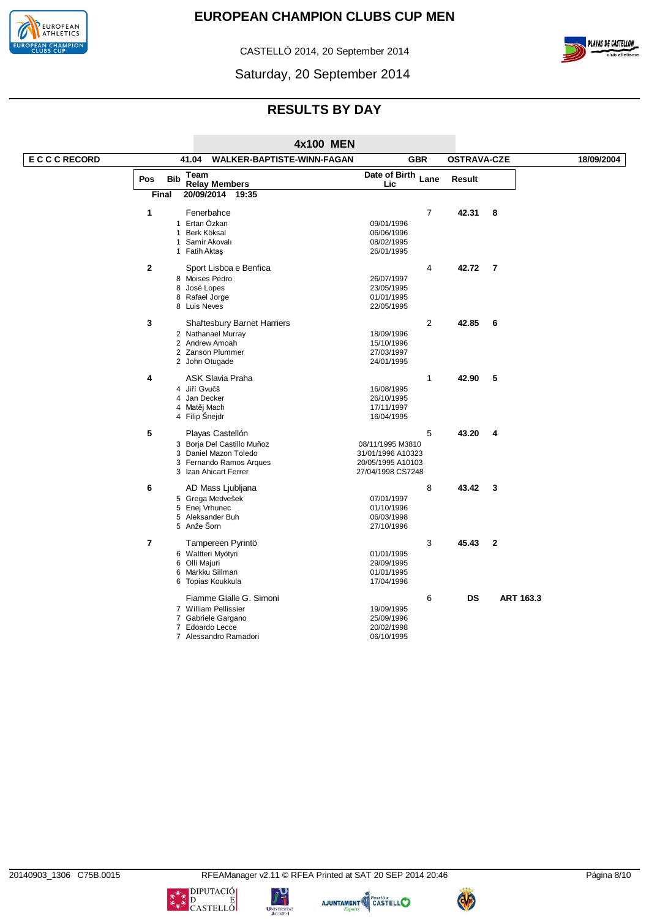# EUROPEAN CHAMPION CLUBS CUP MEN

CASTELLÓ 2014, 20 September 2014

Saturday, 20 September 2014

## RESULTS BY DAY

### 4x100 MEN

**E C C C RECORD** | 41.04 | WALKER-BAPTISTE-WINN-FAGAN | GBR | OSTRAVA-CZE | 18/09/2004

**Final** 20/09/2014 19:35

| Pos | Bib | Team / Relay Members | Date of Birth / Lic | Lane | Result | |
|---|---|---|---|---|---|---|
| 1 | | Fenerbahce | | 7 | 42.31 | 8 |
| | 1 | Ertan Özkan | 09/01/1996 | | | |
| | 1 | Berk Köksal | 06/06/1996 | | | |
| | 1 | Samir Akovalı | 08/02/1995 | | | |
| | 1 | Fatih Aktaş | 26/01/1995 | | | |
| 2 | | Sport Lisboa e Benfica | | 4 | 42.72 | 7 |
| | 8 | Moises Pedro | 26/07/1997 | | | |
| | 8 | José Lopes | 23/05/1995 | | | |
| | 8 | Rafael Jorge | 01/01/1995 | | | |
| | 8 | Luis Neves | 22/05/1995 | | | |
| 3 | | Shaftesbury Barnet Harriers | | 2 | 42.85 | 6 |
| | 2 | Nathanael Murray | 18/09/1996 | | | |
| | 2 | Andrew Amoah | 15/10/1996 | | | |
| | 2 | Zanson Plummer | 27/03/1997 | | | |
| | 2 | John Otugade | 24/01/1995 | | | |
| 4 | | ASK Slavia Praha | | 1 | 42.90 | 5 |
| | 4 | Jiří Gvučš | 16/08/1995 | | | |
| | 4 | Jan Decker | 26/10/1995 | | | |
| | 4 | Matěj Mach | 17/11/1997 | | | |
| | 4 | Filip Šnejdr | 16/04/1995 | | | |
| 5 | | Playas Castellón | | 5 | 43.20 | 4 |
| | 3 | Borja Del Castillo Muñoz | 08/11/1995 M3810 | | | |
| | 3 | Daniel Mazon Toledo | 31/01/1996 A10323 | | | |
| | 3 | Fernando Ramos Arques | 20/05/1995 A10103 | | | |
| | 3 | Izan Ahicart Ferrer | 27/04/1998 CS7248 | | | |
| 6 | | AD Mass Ljubljana | | 8 | 43.42 | 3 |
| | 5 | Grega Medvešek | 07/01/1997 | | | |
| | 5 | Enej Vrhunec | 01/10/1996 | | | |
| | 5 | Aleksander Buh | 06/03/1998 | | | |
| | 5 | Anže Šorn | 27/10/1996 | | | |
| 7 | | Tampereen Pyrintö | | 3 | 45.43 | 2 |
| | 6 | Waltteri Myötyri | 01/01/1995 | | | |
| | 6 | Olli Majuri | 29/09/1995 | | | |
| | 6 | Markku Sillman | 01/01/1995 | | | |
| | 6 | Topias Koukkula | 17/04/1996 | | | |
| | | Fiamme Gialle G. Simoni | | 6 | DS | ART 163.3 |
| | 7 | William Pellissier | 19/09/1995 | | | |
| | 7 | Gabriele Gargano | 25/09/1996 | | | |
| | 7 | Edoardo Lecce | 20/02/1998 | | | |
| | 7 | Alessandro Ramadori | 06/10/1995 | | | |

20140903_1306 C75B.0015 RFEAManager v2.11 © RFEA Printed at SAT 20 SEP 2014 20:46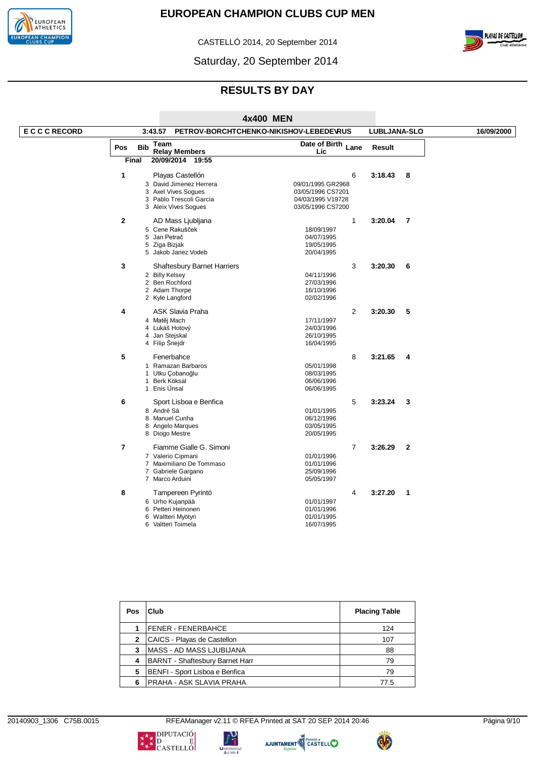# EUROPEAN CHAMPION CLUBS CUP MEN

CASTELLÓ 2014, 20 September 2014

Saturday, 20 September 2014

## RESULTS BY DAY

### 4x400 MEN

| E C C C RECORD | 3:43.57 | PETROV-BORCHTCHENKO-NIKISHOV-LEBEDEVRUS | LUBLJANA-SLO | 16/09/2000 |
|---|---|---|---|---|

**Final** 20/09/2014 19:55

| Pos | Bib | Team / Relay Members | Date of Birth / Lic | Lane | Result | |
|---|---|---|---|---|---|---|
| 1 | | Playas Castellón | | 6 | 3:18.43 | 8 |
| | 3 | David Jimenez Herrera | 09/01/1995 GR2968 | | | |
| | 3 | Axel Vives Sogues | 03/05/1996 CS7201 | | | |
| | 3 | Pablo Trescoli Garcia | 04/03/1995 V19728 | | | |
| | 3 | Aleix Vives Sogues | 03/05/1996 CS7200 | | | |
| 2 | | AD Mass Ljubljana | | 1 | 3:20.04 | 7 |
| | 5 | Cene Rakuščček | 18/09/1997 | | | |
| | 5 | Jan Petrač | 04/07/1995 | | | |
| | 5 | Ziga Bizjak | 19/05/1995 | | | |
| | 5 | Jakob Janez Vodeb | 20/04/1995 | | | |
| 3 | | Shaftesbury Barnet Harriers | | 3 | 3:20.30 | 6 |
| | 2 | Billy Kelsey | 04/11/1996 | | | |
| | 2 | Ben Rochford | 27/03/1996 | | | |
| | 2 | Adam Thorpe | 16/10/1996 | | | |
| | 2 | Kyle Langford | 02/02/1996 | | | |
| 4 | | ASK Slavia Praha | | 2 | 3:20.30 | 5 |
| | 4 | Matěj Mach | 17/11/1997 | | | |
| | 4 | Lukáš Hotový | 24/03/1996 | | | |
| | 4 | Jan Stejskal | 26/10/1995 | | | |
| | 4 | Filip Šnejdr | 16/04/1995 | | | |
| 5 | | Fenerbahce | | 8 | 3:21.65 | 4 |
| | 1 | Ramazan Barbaros | 05/01/1998 | | | |
| | 1 | Utku Çobanoğlu | 08/03/1995 | | | |
| | 1 | Berk Köksal | 06/06/1996 | | | |
| | 1 | Enis Ünsal | 06/06/1995 | | | |
| 6 | | Sport Lisboa e Benfica | | 5 | 3:23.24 | 3 |
| | 8 | André Sá | 01/01/1995 | | | |
| | 8 | Manuel Cunha | 06/12/1996 | | | |
| | 8 | Angelo Marques | 03/05/1995 | | | |
| | 8 | Diogo Mestre | 20/05/1995 | | | |
| 7 | | Fiamme Gialle G. Simoni | | 7 | 3:26.29 | 2 |
| | 7 | Valerio Cipmani | 01/01/1996 | | | |
| | 7 | Maximiliano De Tommaso | 01/01/1996 | | | |
| | 7 | Gabriele Gargano | 25/09/1996 | | | |
| | 7 | Marco Arduini | 05/05/1997 | | | |
| 8 | | Tampereen Pyrintö | | 4 | 3:27.20 | 1 |
| | 6 | Urho Kujanpää | 01/01/1997 | | | |
| | 6 | Petteri Heinonen | 01/01/1996 | | | |
| | 6 | Waltteri Myötyri | 01/01/1995 | | | |
| | 6 | Valtteri Toimela | 16/07/1995 | | | |

| Pos | Club | Placing Table |
|---|---|---|
| 1 | FENER - FENERBAHCE | 124 |
| 2 | CAICS - Playas de Castellon | 107 |
| 3 | MASS - AD MASS LJUBIJANA | 88 |
| 4 | BARNT - Shaftesbury Barnet Harr | 79 |
| 5 | BENFI - Sport Lisboa e Benfica | 79 |
| 6 | PRAHA - ASK SLAVIA PRAHA | 77.5 |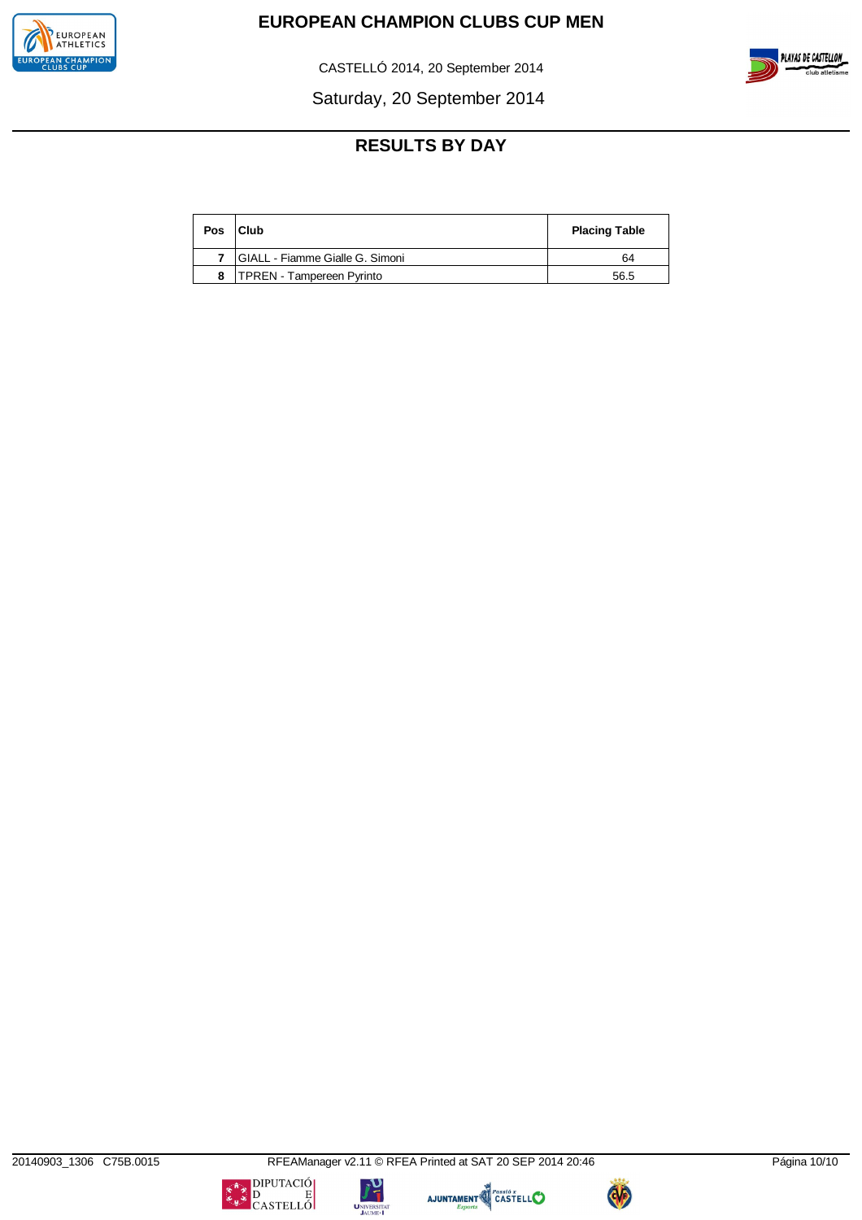# EUROPEAN CHAMPION CLUBS CUP MEN

CASTELLÓ 2014, 20 September 2014

Saturday, 20 September 2014

## RESULTS BY DAY

| Pos | Club | Placing Table |
|---|---|---|
| 7 | GIALL - Fiamme Gialle G. Simoni | 64 |
| 8 | TPREN - Tampereen Pyrinto | 56.5 |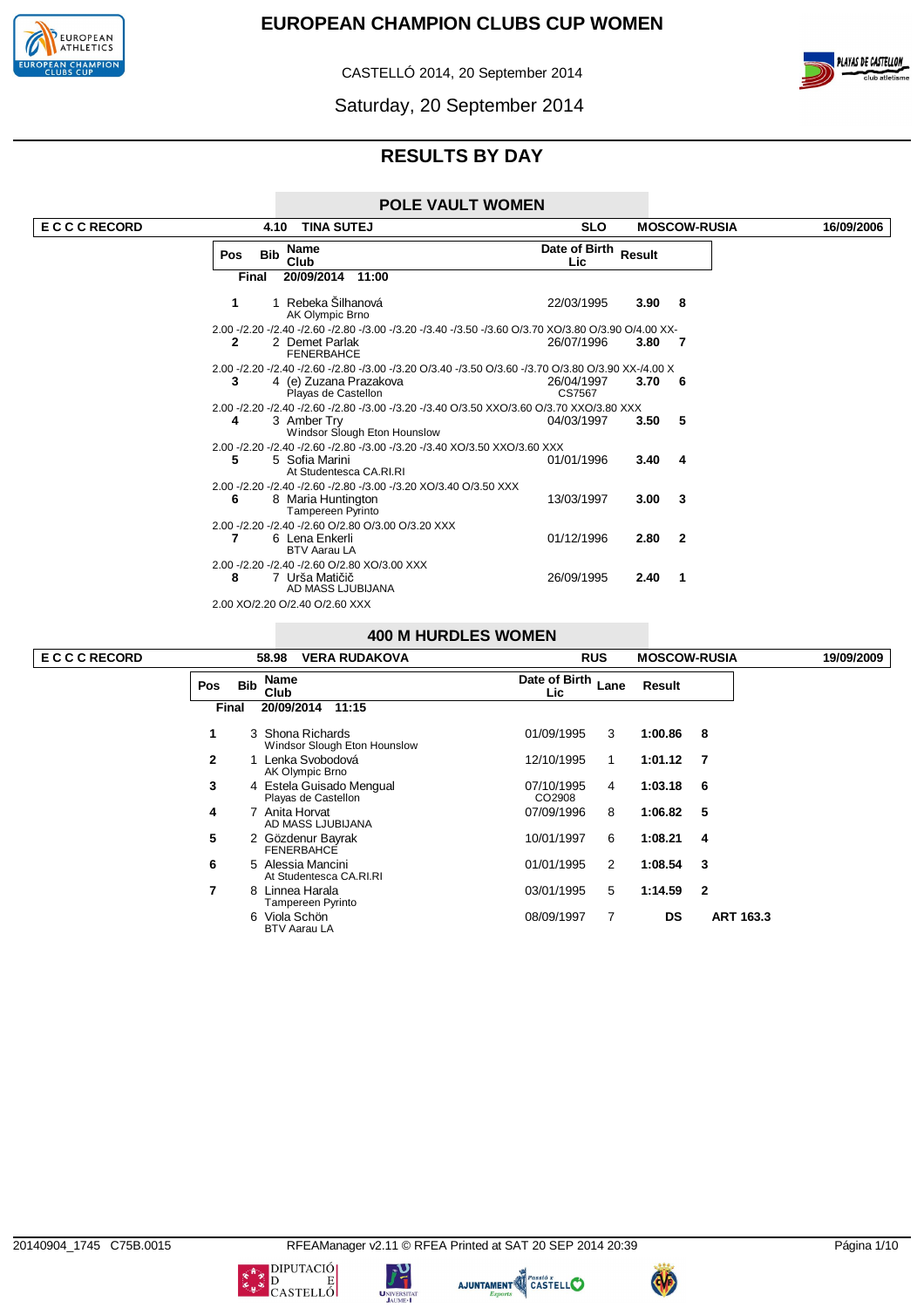# EUROPEAN CHAMPION CLUBS CUP WOMEN

CASTELLÓ 2014, 20 September 2014

Saturday, 20 September 2014

## RESULTS BY DAY

### POLE VAULT WOMEN

| E C C C RECORD | 4.10 | TINA SUTEJ | SLO | MOSCOW-RUSIA | 16/09/2006 |
|---|---|---|---|---|---|

| Pos | Bib | Name / Club | Date of Birth / Lic | Result | |
|---|---|---|---|---|---|
| **Final** | | **20/09/2014 11:00** | | | |
| **1** | 1 | Rebeka Šilhanová<br>AK Olympic Brno | 22/03/1995 | **3.90** | **8** |
| | | 2.00 -/2.20 -/2.40 -/2.60 -/2.80 -/3.00 -/3.20 -/3.40 -/3.50 -/3.60 O/3.70 XO/3.80 O/3.90 O/4.00 XX- | | | |
| **2** | 2 | Demet Parlak<br>FENERBAHCE | 26/07/1996 | **3.80** | **7** |
| | | 2.00 -/2.20 -/2.40 -/2.60 -/2.80 -/3.00 -/3.20 O/3.40 -/3.50 O/3.60 -/3.70 O/3.80 O/3.90 XX-/4.00 X | | | |
| **3** | 4 | (e) Zuzana Prazakova<br>Playas de Castellon | 26/04/1997<br>CS7567 | **3.70** | **6** |
| | | 2.00 -/2.20 -/2.40 -/2.60 -/2.80 -/3.00 -/3.20 -/3.40 O/3.50 XXO/3.60 O/3.70 XXO/3.80 XXX | | | |
| **4** | 3 | Amber Try<br>Windsor Slough Eton Hounslow | 04/03/1997 | **3.50** | **5** |
| | | 2.00 -/2.20 -/2.40 -/2.60 -/2.80 -/3.00 -/3.20 -/3.40 XO/3.50 XXO/3.60 XXX | | | |
| **5** | 5 | Sofia Marini<br>At Studentesca CA.RI.RI | 01/01/1996 | **3.40** | **4** |
| | | 2.00 -/2.20 -/2.40 -/2.60 -/2.80 -/3.00 -/3.20 XO/3.40 O/3.50 XXX | | | |
| **6** | 8 | Maria Huntington<br>Tampereen Pyrinto | 13/03/1997 | **3.00** | **3** |
| | | 2.00 -/2.20 -/2.40 -/2.60 O/2.80 O/3.00 O/3.20 XXX | | | |
| **7** | 6 | Lena Enkerli<br>BTV Aarau LA | 01/12/1996 | **2.80** | **2** |
| | | 2.00 -/2.20 -/2.40 -/2.60 O/2.80 XO/3.00 XXX | | | |
| **8** | 7 | Urša Matičič<br>AD MASS LJUBIJANA | 26/09/1995 | **2.40** | **1** |
| | | 2.00 XO/2.20 O/2.40 O/2.60 XXX | | | |

### 400 M HURDLES WOMEN

| E C C C RECORD | 58.98 | VERA RUDAKOVA | RUS | MOSCOW-RUSIA | 19/09/2009 |
|---|---|---|---|---|---|

| Pos | Bib | Name / Club | Date of Birth / Lic | Lane | Result | | |
|---|---|---|---|---|---|---|---|
| **Final** | | **20/09/2014 11:15** | | | | | |
| **1** | 3 | Shona Richards<br>Windsor Slough Eton Hounslow | 01/09/1995 | 3 | **1:00.86** | **8** | |
| **2** | 1 | Lenka Svobodová<br>AK Olympic Brno | 12/10/1995 | 1 | **1:01.12** | **7** | |
| **3** | 4 | Estela Guisado Mengual<br>Playas de Castellon | 07/10/1995<br>CO2908 | 4 | **1:03.18** | **6** | |
| **4** | 7 | Anita Horvat<br>AD MASS LJUBIJANA | 07/09/1996 | 8 | **1:06.82** | **5** | |
| **5** | 2 | Gözdenur Bayrak<br>FENERBAHCE | 10/01/1997 | 6 | **1:08.21** | **4** | |
| **6** | 5 | Alessia Mancini<br>At Studentesca CA.RI.RI | 01/01/1995 | 2 | **1:08.54** | **3** | |
| **7** | 8 | Linnea Harala<br>Tampereen Pyrinto | 03/01/1995 | 5 | **1:14.59** | **2** | |
| | 6 | Viola Schön<br>BTV Aarau LA | 08/09/1997 | 7 | **DS** | | **ART 163.3** |

20140904_1745 C75B.0015 — RFEAManager v2.11 © RFEA Printed at SAT 20 SEP 2014 20:39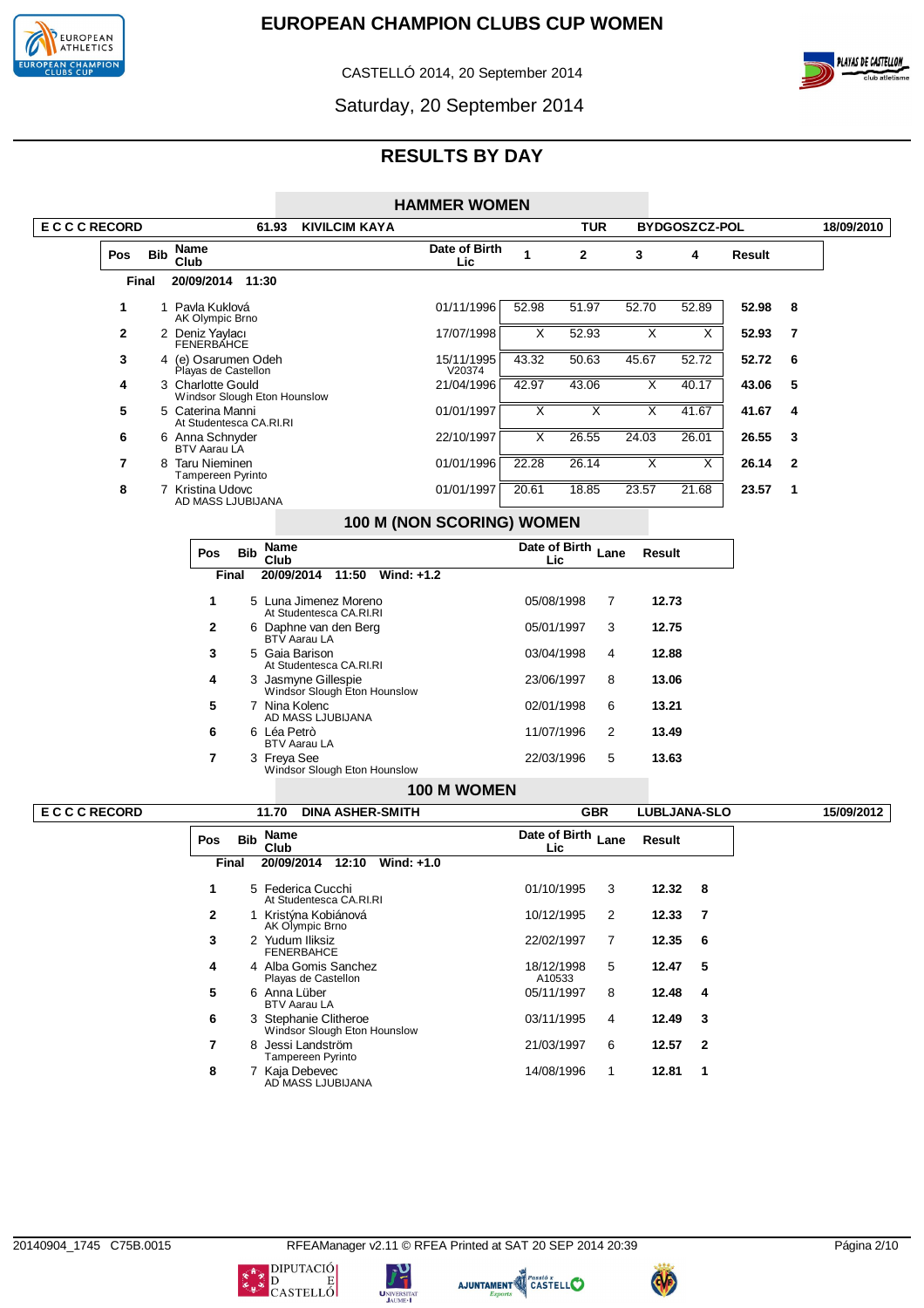# EUROPEAN CHAMPION CLUBS CUP WOMEN

CASTELLÓ 2014, 20 September 2014

Saturday, 20 September 2014

## RESULTS BY DAY

### HAMMER WOMEN

E C C C RECORD — 61.93 — KIVILCIM KAYA — TUR — BYDGOSZCZ-POL — 18/09/2010

Final — 20/09/2014 11:30

| Pos | Bib | Name / Club | Date of Birth / Lic | 1 | 2 | 3 | 4 | Result | |
|---|---|---|---|---|---|---|---|---|---|
| 1 | 1 | Pavla Kuklová / AK Olympic Brno | 01/11/1996 | 52.98 | 51.97 | 52.70 | 52.89 | 52.98 | 8 |
| 2 | 2 | Deniz Yaylacı / FENERBAHCE | 17/07/1998 | X | 52.93 | X | X | 52.93 | 7 |
| 3 | 4 | (e) Osarumen Odeh / Playas de Castellon | 15/11/1995 / V20374 | 43.32 | 50.63 | 45.67 | 52.72 | 52.72 | 6 |
| 4 | 3 | Charlotte Gould / Windsor Slough Eton Hounslow | 21/04/1996 | 42.97 | 43.06 | X | 40.17 | 43.06 | 5 |
| 5 | 5 | Caterina Manni / At Studentesca CA.RI.RI | 01/01/1997 | X | X | X | 41.67 | 41.67 | 4 |
| 6 | 6 | Anna Schnyder / BTV Aarau LA | 22/10/1997 | X | 26.55 | 24.03 | 26.01 | 26.55 | 3 |
| 7 | 8 | Taru Nieminen / Tampereen Pyrinto | 01/01/1996 | 22.28 | 26.14 | X | X | 26.14 | 2 |
| 8 | 7 | Kristina Udovc / AD MASS LJUBIJANA | 01/01/1997 | 20.61 | 18.85 | 23.57 | 21.68 | 23.57 | 1 |

### 100 M (NON SCORING) WOMEN

Final — 20/09/2014 11:50 Wind: +1.2

| Pos | Bib | Name / Club | Date of Birth / Lic | Lane | Result |
|---|---|---|---|---|---|
| 1 | 5 | Luna Jimenez Moreno / At Studentesca CA.RI.RI | 05/08/1998 | 7 | 12.73 |
| 2 | 6 | Daphne van den Berg / BTV Aarau LA | 05/01/1997 | 3 | 12.75 |
| 3 | 5 | Gaia Barison / At Studentesca CA.RI.RI | 03/04/1998 | 4 | 12.88 |
| 4 | 3 | Jasmyne Gillespie / Windsor Slough Eton Hounslow | 23/06/1997 | 8 | 13.06 |
| 5 | 7 | Nina Kolenc / AD MASS LJUBIJANA | 02/01/1998 | 6 | 13.21 |
| 6 | 6 | Léa Petrò / BTV Aarau LA | 11/07/1996 | 2 | 13.49 |
| 7 | 3 | Freya See / Windsor Slough Eton Hounslow | 22/03/1996 | 5 | 13.63 |

### 100 M WOMEN

E C C C RECORD — 11.70 — DINA ASHER-SMITH — GBR — LUBLJANA-SLO — 15/09/2012

Final — 20/09/2014 12:10 Wind: +1.0

| Pos | Bib | Name / Club | Date of Birth / Lic | Lane | Result | |
|---|---|---|---|---|---|---|
| 1 | 5 | Federica Cucchi / At Studentesca CA.RI.RI | 01/10/1995 | 3 | 12.32 | 8 |
| 2 | 1 | Kristýna Kobiánová / AK Olympic Brno | 10/12/1995 | 2 | 12.33 | 7 |
| 3 | 2 | Yudum Iliksiz / FENERBAHCE | 22/02/1997 | 7 | 12.35 | 6 |
| 4 | 4 | Alba Gomis Sanchez / Playas de Castellon | 18/12/1998 / A10533 | 5 | 12.47 | 5 |
| 5 | 6 | Anna Lüber / BTV Aarau LA | 05/11/1997 | 8 | 12.48 | 4 |
| 6 | 3 | Stephanie Clitheroe / Windsor Slough Eton Hounslow | 03/11/1995 | 4 | 12.49 | 3 |
| 7 | 8 | Jessi Landström / Tampereen Pyrinto | 21/03/1997 | 6 | 12.57 | 2 |
| 8 | 7 | Kaja Debevec / AD MASS LJUBIJANA | 14/08/1996 | 1 | 12.81 | 1 |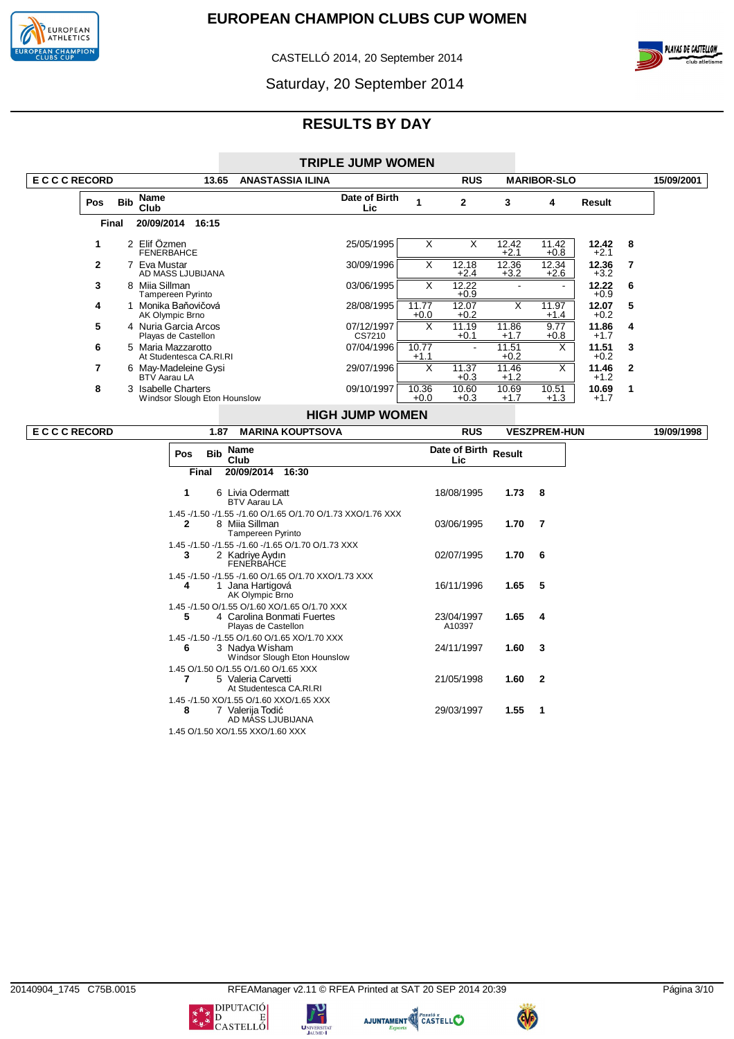# EUROPEAN CHAMPION CLUBS CUP WOMEN

CASTELLÓ 2014, 20 September 2014

Saturday, 20 September 2014

## RESULTS BY DAY

### TRIPLE JUMP WOMEN

E C C C RECORD 13.65 ANASTASSIA ILINA RUS MARIBOR-SLO 15/09/2001

Final 20/09/2014 16:15

| Pos | Bib | Name / Club | Date of Birth / Lic | 1 | 2 | 3 | 4 | Result | |
|---|---|---|---|---|---|---|---|---|---|
| 1 | 2 | Elif Özmen / FENERBAHCE | 25/05/1995 | X | X | 12.42 +2.1 | 11.42 +0.8 | **12.42** +2.1 | 8 |
| 2 | 7 | Eva Mustar / AD MASS LJUBIJANA | 30/09/1996 | X | 12.18 +2.4 | 12.36 +3.2 | 12.34 +2.6 | **12.36** +3.2 | 7 |
| 3 | 8 | Miia Sillman / Tampereen Pyrinto | 03/06/1995 | X | 12.22 +0.9 | - | - | **12.22** +0.9 | 6 |
| 4 | 1 | Monika Baňovičová / AK Olympic Brno | 28/08/1995 | 11.77 +0.0 | 12.07 +0.2 | X | 11.97 +1.4 | **12.07** +0.2 | 5 |
| 5 | 4 | Nuria Garcia Arcos / Playas de Castellon | 07/12/1997 CS7210 | X | 11.19 +0.1 | 11.86 +1.7 | 9.77 +0.8 | **11.86** +1.7 | 4 |
| 6 | 5 | Maria Mazzarotto / At Studentesca CA.RI.RI | 07/04/1996 | 10.77 +1.1 | - | 11.51 +0.2 | X | **11.51** +0.2 | 3 |
| 7 | 6 | May-Madeleine Gysi / BTV Aarau LA | 29/07/1996 | X | 11.37 +0.3 | 11.46 +1.2 | X | **11.46** +1.2 | 2 |
| 8 | 3 | Isabelle Charters / Windsor Slough Eton Hounslow | 09/10/1997 | 10.36 +0.0 | 10.60 +0.3 | 10.69 +1.7 | 10.51 +1.3 | **10.69** +1.7 | 1 |

### HIGH JUMP WOMEN

E C C C RECORD 1.87 MARINA KOUPTSOVA RUS VESZPREM-HUN 19/09/1998

Final 20/09/2014 16:30

| Pos | Bib | Name / Club | Date of Birth / Lic | Result | |
|---|---|---|---|---|---|
| 1 | 6 | Livia Odermatt / BTV Aarau LA | 18/08/1995 | **1.73** | 8 |
| | | 1.45 -/1.50 -/1.55 -/1.60 O/1.65 O/1.70 O/1.73 XXO/1.76 XXX | | | |
| 2 | 8 | Miia Sillman / Tampereen Pyrinto | 03/06/1995 | **1.70** | 7 |
| | | 1.45 -/1.50 -/1.55 -/1.60 -/1.65 O/1.70 O/1.73 XXX | | | |
| 3 | 2 | Kadriye Aydın / FENERBAHCE | 02/07/1995 | **1.70** | 6 |
| | | 1.45 -/1.50 -/1.55 -/1.60 O/1.65 O/1.70 XXO/1.73 XXX | | | |
| 4 | 1 | Jana Hartigová / AK Olympic Brno | 16/11/1996 | **1.65** | 5 |
| | | 1.45 -/1.50 O/1.55 O/1.60 XO/1.65 O/1.70 XXX | | | |
| 5 | 4 | Carolina Bonmati Fuertes / Playas de Castellon | 23/04/1997 A10397 | **1.65** | 4 |
| | | 1.45 -/1.50 -/1.55 O/1.60 O/1.65 XO/1.70 XXX | | | |
| 6 | 3 | Nadya Wisham / Windsor Slough Eton Hounslow | 24/11/1997 | **1.60** | 3 |
| | | 1.45 O/1.50 O/1.55 O/1.60 O/1.65 XXX | | | |
| 7 | 5 | Valeria Carvetti / At Studentesca CA.RI.RI | 21/05/1998 | **1.60** | 2 |
| | | 1.45 -/1.50 XO/1.55 O/1.60 XXO/1.65 XXX | | | |
| 8 | 7 | Valerija Todić / AD MASS LJUBIJANA | 29/03/1997 | **1.55** | 1 |
| | | 1.45 O/1.50 XO/1.55 XXO/1.60 XXX | | | |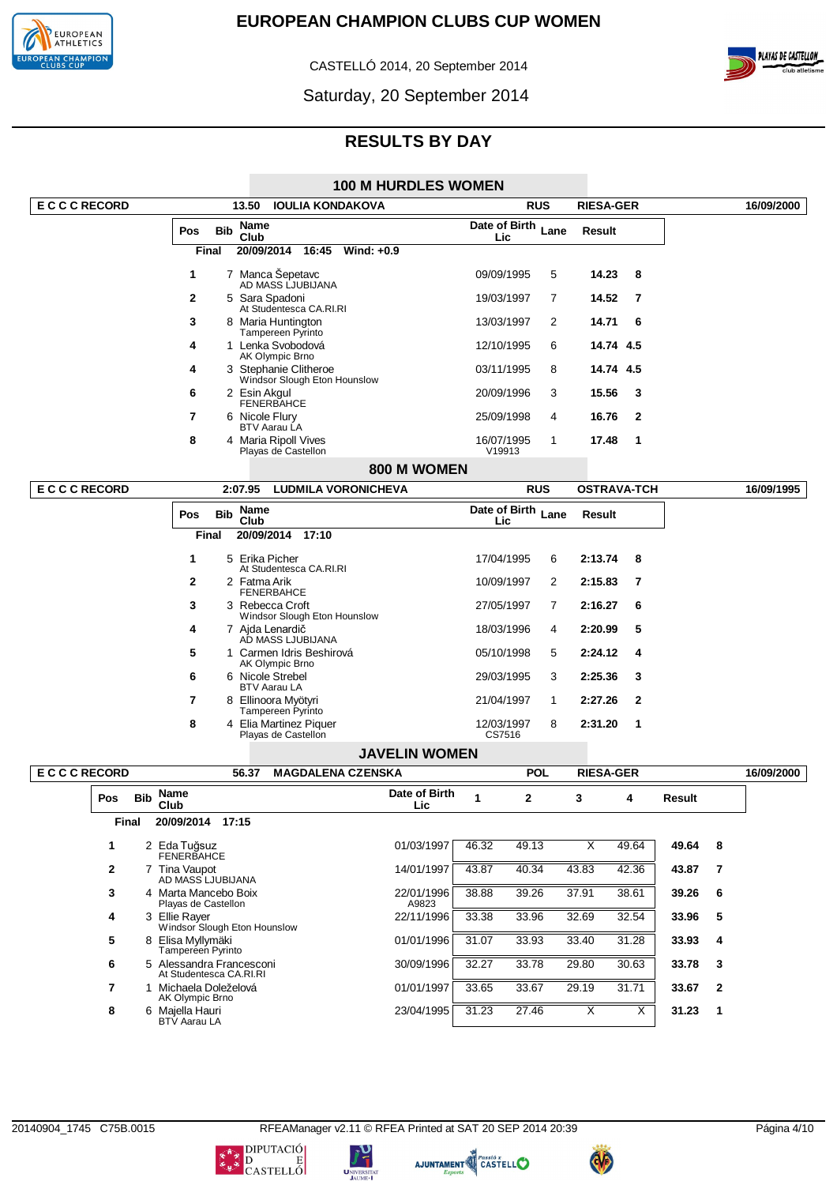# EUROPEAN CHAMPION CLUBS CUP WOMEN

CASTELLÓ 2014, 20 September 2014

Saturday, 20 September 2014

## RESULTS BY DAY

### 100 M HURDLES WOMEN

E C C C RECORD 13.50 IOULIA KONDAKOVA RUS RIESA-GER 16/09/2000

Final 20/09/2014 16:45 Wind: +0.9

| Pos | Bib | Name / Club | Date of Birth / Lic | Lane | Result | |
|---|---|---|---|---|---|---|
| 1 | 7 | Manca Šepetavc<br>AD MASS LJUBIJANA | 09/09/1995 | 5 | 14.23 | 8 |
| 2 | 5 | Sara Spadoni<br>At Studentesca CA.RI.RI | 19/03/1997 | 7 | 14.52 | 7 |
| 3 | 8 | Maria Huntington<br>Tampereen Pyrinto | 13/03/1997 | 2 | 14.71 | 6 |
| 4 | 1 | Lenka Svobodová<br>AK Olympic Brno | 12/10/1995 | 6 | 14.74 | 4.5 |
| 4 | 3 | Stephanie Clitheroe<br>Windsor Slough Eton Hounslow | 03/11/1995 | 8 | 14.74 | 4.5 |
| 6 | 2 | Esin Akgul<br>FENERBAHCE | 20/09/1996 | 3 | 15.56 | 3 |
| 7 | 6 | Nicole Flury<br>BTV Aarau LA | 25/09/1998 | 4 | 16.76 | 2 |
| 8 | 4 | Maria Ripoll Vives<br>Playas de Castellon | 16/07/1995<br>V19913 | 1 | 17.48 | 1 |

### 800 M WOMEN

E C C C RECORD 2:07.95 LUDMILA VORONICHEVA RUS OSTRAVA-TCH 16/09/1995

Final 20/09/2014 17:10

| Pos | Bib | Name / Club | Date of Birth / Lic | Lane | Result | |
|---|---|---|---|---|---|---|
| 1 | 5 | Erika Picher<br>At Studentesca CA.RI.RI | 17/04/1995 | 6 | 2:13.74 | 8 |
| 2 | 2 | Fatma Arik<br>FENERBAHCE | 10/09/1997 | 2 | 2:15.83 | 7 |
| 3 | 3 | Rebecca Croft<br>Windsor Slough Eton Hounslow | 27/05/1997 | 7 | 2:16.27 | 6 |
| 4 | 7 | Ajda Lenardič<br>AD MASS LJUBIJANA | 18/03/1996 | 4 | 2:20.99 | 5 |
| 5 | 1 | Carmen Idris Beshirová<br>AK Olympic Brno | 05/10/1998 | 5 | 2:24.12 | 4 |
| 6 | 6 | Nicole Strebel<br>BTV Aarau LA | 29/03/1995 | 3 | 2:25.36 | 3 |
| 7 | 8 | Ellinoora Myötyri<br>Tampereen Pyrinto | 21/04/1997 | 1 | 2:27.26 | 2 |
| 8 | 4 | Elia Martinez Piquer<br>Playas de Castellon | 12/03/1997<br>CS7516 | 8 | 2:31.20 | 1 |

### JAVELIN WOMEN

E C C C RECORD 56.37 MAGDALENA CZENSKA POL RIESA-GER 16/09/2000

Final 20/09/2014 17:15

| Pos | Bib | Name / Club | Date of Birth / Lic | 1 | 2 | 3 | 4 | Result | |
|---|---|---|---|---|---|---|---|---|---|
| 1 | 2 | Eda Tuğsuz<br>FENERBAHCE | 01/03/1997 | 46.32 | 49.13 | X | 49.64 | 49.64 | 8 |
| 2 | 7 | Tina Vaupot<br>AD MASS LJUBIJANA | 14/01/1997 | 43.87 | 40.34 | 43.83 | 42.36 | 43.87 | 7 |
| 3 | 4 | Marta Mancebo Boix<br>Playas de Castellon | 22/01/1996<br>A9823 | 38.88 | 39.26 | 37.91 | 38.61 | 39.26 | 6 |
| 4 | 3 | Ellie Rayer<br>Windsor Slough Eton Hounslow | 22/11/1996 | 33.38 | 33.96 | 32.69 | 32.54 | 33.96 | 5 |
| 5 | 8 | Elisa Myllymäki<br>Tampereen Pyrinto | 01/01/1996 | 31.07 | 33.93 | 33.40 | 31.28 | 33.93 | 4 |
| 6 | 5 | Alessandra Francesconi<br>At Studentesca CA.RI.RI | 30/09/1996 | 32.27 | 33.78 | 29.80 | 30.63 | 33.78 | 3 |
| 7 | 1 | Michaela Doleželová<br>AK Olympic Brno | 01/01/1997 | 33.65 | 33.67 | 29.19 | 31.71 | 33.67 | 2 |
| 8 | 6 | Majella Hauri<br>BTV Aarau LA | 23/04/1995 | 31.23 | 27.46 | X | X | 31.23 | 1 |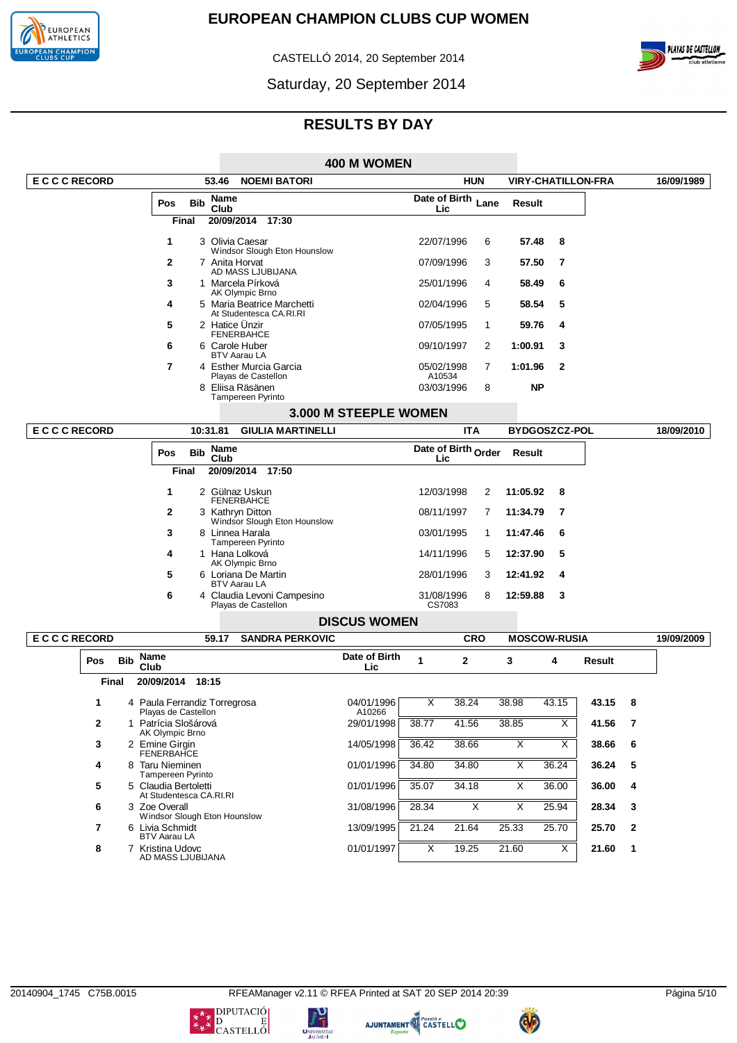# EUROPEAN CHAMPION CLUBS CUP WOMEN

CASTELLÓ 2014, 20 September 2014

Saturday, 20 September 2014

## RESULTS BY DAY

### 400 M WOMEN

**E C C C RECORD** 53.46 NOEMI BATORI HUN VIRY-CHATILLON-FRA 16/09/1989

**Final** 20/09/2014 17:30

| Pos | Bib | Name / Club | Date of Birth / Lic | Lane | Result | |
|---|---|---|---|---|---|---|
| 1 | 3 | Olivia Caesar / Windsor Slough Eton Hounslow | 22/07/1996 | 6 | 57.48 | 8 |
| 2 | 7 | Anita Horvat / AD MASS LJUBIJANA | 07/09/1996 | 3 | 57.50 | 7 |
| 3 | 1 | Marcela Pírková / AK Olympic Brno | 25/01/1996 | 4 | 58.49 | 6 |
| 4 | 5 | Maria Beatrice Marchetti / At Studentesca CA.RI.RI | 02/04/1996 | 5 | 58.54 | 5 |
| 5 | 2 | Hatice Ünzir / FENERBAHCE | 07/05/1995 | 1 | 59.76 | 4 |
| 6 | 6 | Carole Huber / BTV Aarau LA | 09/10/1997 | 2 | 1:00.91 | 3 |
| 7 | 4 | Esther Murcia Garcia / Playas de Castellon | 05/02/1998 A10534 | 7 | 1:01.96 | 2 |
| | 8 | Eliisa Räsänen / Tampereen Pyrinto | 03/03/1996 | 8 | NP | |

### 3.000 M STEEPLE WOMEN

**E C C C RECORD** 10:31.81 GIULIA MARTINELLI ITA BYDGOSZCZ-POL 18/09/2010

**Final** 20/09/2014 17:50

| Pos | Bib | Name / Club | Date of Birth / Lic | Order | Result | |
|---|---|---|---|---|---|---|
| 1 | 2 | Gülnaz Uskun / FENERBAHCE | 12/03/1998 | 2 | 11:05.92 | 8 |
| 2 | 3 | Kathryn Ditton / Windsor Slough Eton Hounslow | 08/11/1997 | 7 | 11:34.79 | 7 |
| 3 | 8 | Linnea Harala / Tampereen Pyrinto | 03/01/1995 | 1 | 11:47.46 | 6 |
| 4 | 1 | Hana Lolková / AK Olympic Brno | 14/11/1996 | 5 | 12:37.90 | 5 |
| 5 | 6 | Loriana De Martin / BTV Aarau LA | 28/01/1996 | 3 | 12:41.92 | 4 |
| 6 | 4 | Claudia Levoni Campesino / Playas de Castellon | 31/08/1996 CS7083 | 8 | 12:59.88 | 3 |

### DISCUS WOMEN

**E C C C RECORD** 59.17 SANDRA PERKOVIC CRO MOSCOW-RUSIA 19/09/2009

**Final** 20/09/2014 18:15

| Pos | Bib | Name / Club | Date of Birth / Lic | 1 | 2 | 3 | 4 | Result | |
|---|---|---|---|---|---|---|---|---|---|
| 1 | 4 | Paula Ferrandiz Torregrosa / Playas de Castellon | 04/01/1996 A10266 | X | 38.24 | 38.98 | 43.15 | 43.15 | 8 |
| 2 | 1 | Patrícia Slošárová / AK Olympic Brno | 29/01/1998 | 38.77 | 41.56 | 38.85 | X | 41.56 | 7 |
| 3 | 2 | Emine Girgin / FENERBAHCE | 14/05/1998 | 36.42 | 38.66 | X | X | 38.66 | 6 |
| 4 | 8 | Taru Nieminen / Tampereen Pyrinto | 01/01/1996 | 34.80 | 34.80 | X | 36.24 | 36.24 | 5 |
| 5 | 5 | Claudia Bertoletti / At Studentesca CA.RI.RI | 01/01/1996 | 35.07 | 34.18 | X | 36.00 | 36.00 | 4 |
| 6 | 3 | Zoe Overall / Windsor Slough Eton Hounslow | 31/08/1996 | 28.34 | X | X | 25.94 | 28.34 | 3 |
| 7 | 6 | Livia Schmidt / BTV Aarau LA | 13/09/1995 | 21.24 | 21.64 | 25.33 | 25.70 | 25.70 | 2 |
| 8 | 7 | Kristina Udovc / AD MASS LJUBIJANA | 01/01/1997 | X | 19.25 | 21.60 | X | 21.60 | 1 |

20140904_1745 C75B.0015 RFEAManager v2.11 © RFEA Printed at SAT 20 SEP 2014 20:39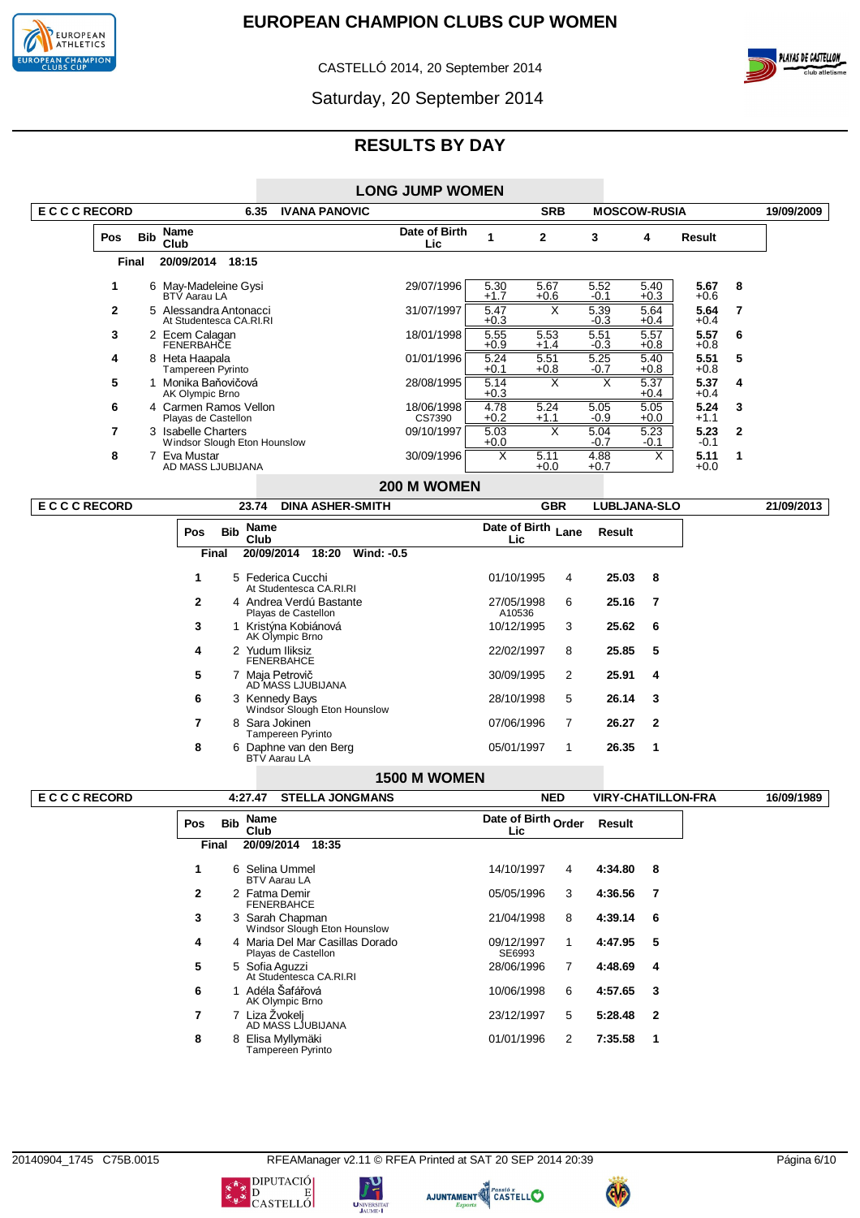# EUROPEAN CHAMPION CLUBS CUP WOMEN

CASTELLÓ 2014, 20 September 2014

Saturday, 20 September 2014

## RESULTS BY DAY

### LONG JUMP WOMEN

| E C C C RECORD | 6.35 | IVANA PANOVIC | SRB | MOSCOW-RUSIA | 19/09/2009 |
|---|---|---|---|---|---|

**Final** 20/09/2014 18:15

| Pos | Bib | Name / Club | Date of Birth / Lic | 1 | 2 | 3 | 4 | Result | |
|---|---|---|---|---|---|---|---|---|---|
| 1 | 6 | May-Madeleine Gysi / BTV Aarau LA | 29/07/1996 | 5.30 +1.7 | 5.67 +0.6 | 5.52 -0.1 | 5.40 +0.3 | **5.67** +0.6 | 8 |
| 2 | 5 | Alessandra Antonacci / At Studentesca CA.RI.RI | 31/07/1997 | 5.47 +0.3 | X | 5.39 -0.3 | 5.64 +0.4 | **5.64** +0.4 | 7 |
| 3 | 2 | Ecem Calagan / FENERBAHÇE | 18/01/1998 | 5.55 +0.9 | 5.53 +1.4 | 5.51 -0.3 | 5.57 +0.8 | **5.57** +0.8 | 6 |
| 4 | 8 | Heta Haapala / Tampereen Pyrinto | 01/01/1996 | 5.24 +0.1 | 5.51 +0.8 | 5.25 -0.7 | 5.40 +0.8 | **5.51** +0.8 | 5 |
| 5 | 1 | Monika Baňovičová / AK Olympic Brno | 28/08/1995 | 5.14 +0.3 | X | X | 5.37 +0.4 | **5.37** +0.4 | 4 |
| 6 | 4 | Carmen Ramos Vellon / Playas de Castellon | 18/06/1998 CS7390 | 4.78 +0.2 | 5.24 +1.1 | 5.05 -0.9 | 5.05 +0.0 | **5.24** +1.1 | 3 |
| 7 | 3 | Isabelle Charters / Windsor Slough Eton Hounslow | 09/10/1997 | 5.03 +0.0 | X | 5.04 -0.7 | 5.23 -0.1 | **5.23** -0.1 | 2 |
| 8 | 7 | Eva Mustar / AD MASS LJUBIJANA | 30/09/1996 | X | 5.11 +0.0 | 4.88 +0.7 | X | **5.11** +0.0 | 1 |

### 200 M WOMEN

| E C C C RECORD | 23.74 | DINA ASHER-SMITH | GBR | LUBLJANA-SLO | 21/09/2013 |
|---|---|---|---|---|---|

**Final** 20/09/2014 18:20 Wind: -0.5

| Pos | Bib | Name / Club | Date of Birth / Lic | Lane | Result | |
|---|---|---|---|---|---|---|
| 1 | 5 | Federica Cucchi / At Studentesca CA.RI.RI | 01/10/1995 | 4 | **25.03** | 8 |
| 2 | 4 | Andrea Verdú Bastante / Playas de Castellon | 27/05/1998 A10536 | 6 | **25.16** | 7 |
| 3 | 1 | Kristýna Kobiánová / AK Olympic Brno | 10/12/1995 | 3 | **25.62** | 6 |
| 4 | 2 | Yudum Iliksiz / FENERBAHCE | 22/02/1997 | 8 | **25.85** | 5 |
| 5 | 7 | Maja Petrovič / AD MASS LJUBIJANA | 30/09/1995 | 2 | **25.91** | 4 |
| 6 | 3 | Kennedy Bays / Windsor Slough Eton Hounslow | 28/10/1998 | 5 | **26.14** | 3 |
| 7 | 8 | Sara Jokinen / Tampereen Pyrinto | 07/06/1996 | 7 | **26.27** | 2 |
| 8 | 6 | Daphne van den Berg / BTV Aarau LA | 05/01/1997 | 1 | **26.35** | 1 |

### 1500 M WOMEN

| E C C C RECORD | 4:27.47 | STELLA JONGMANS | NED | VIRY-CHATILLON-FRA | 16/09/1989 |
|---|---|---|---|---|---|

**Final** 20/09/2014 18:35

| Pos | Bib | Name / Club | Date of Birth / Lic | Order | Result | |
|---|---|---|---|---|---|---|
| 1 | 6 | Selina Ummel / BTV Aarau LA | 14/10/1997 | 4 | **4:34.80** | 8 |
| 2 | 2 | Fatma Demir / FENERBAHCE | 05/05/1996 | 3 | **4:36.56** | 7 |
| 3 | 3 | Sarah Chapman / Windsor Slough Eton Hounslow | 21/04/1998 | 8 | **4:39.14** | 6 |
| 4 | 4 | Maria Del Mar Casillas Dorado / Playas de Castellon | 09/12/1997 SE6993 | 1 | **4:47.95** | 5 |
| 5 | 5 | Sofia Aguzzi / At Studentesca CA.RI.RI | 28/06/1996 | 7 | **4:48.69** | 4 |
| 6 | 1 | Adéla Šafářová / AK Olympic Brno | 10/06/1998 | 6 | **4:57.65** | 3 |
| 7 | 7 | Liza Žvokelj / AD MASS LJUBIJANA | 23/12/1997 | 5 | **5:28.48** | 2 |
| 8 | 8 | Elisa Myllymäki / Tampereen Pyrinto | 01/01/1996 | 2 | **7:35.58** | 1 |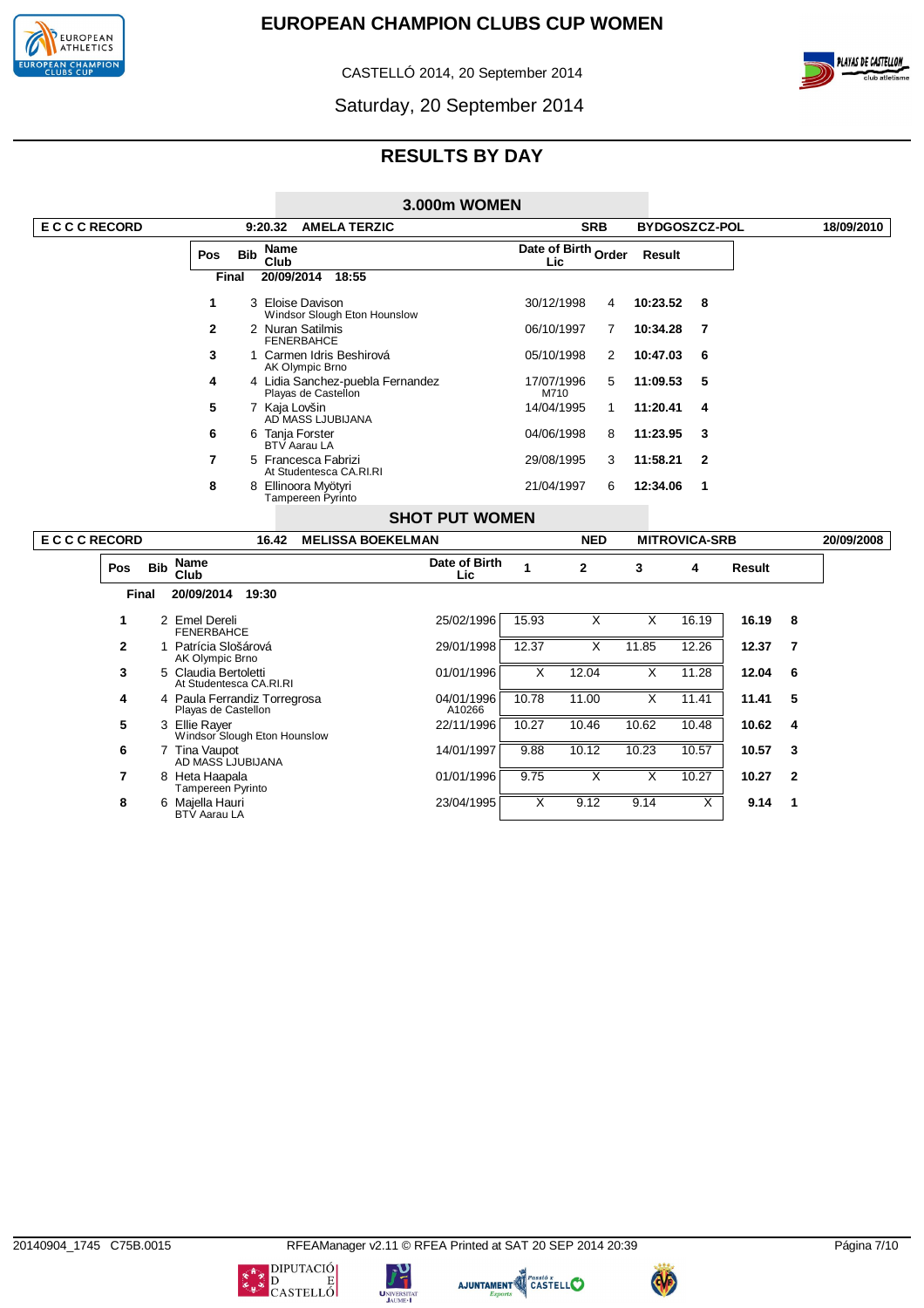# EUROPEAN CHAMPION CLUBS CUP WOMEN

CASTELLÓ 2014, 20 September 2014

Saturday, 20 September 2014

## RESULTS BY DAY

### 3.000m WOMEN

**E C C C RECORD** 9:20.32 AMELA TERZIC SRB BYDGOSZCZ-POL 18/09/2010

**Final** 20/09/2014 18:55

| Pos | Bib | Name / Club | Date of Birth / Lic | Order | Result | |
|---|---|---|---|---|---|---|
| 1 | 3 | Eloise Davison / Windsor Slough Eton Hounslow | 30/12/1998 | 4 | 10:23.52 | 8 |
| 2 | 2 | Nuran Satilmis / FENERBAHCE | 06/10/1997 | 7 | 10:34.28 | 7 |
| 3 | 1 | Carmen Idris Beshirová / AK Olympic Brno | 05/10/1998 | 2 | 10:47.03 | 6 |
| 4 | 4 | Lidia Sanchez-puebla Fernandez / Playas de Castellon | 17/07/1996 M710 | 5 | 11:09.53 | 5 |
| 5 | 7 | Kaja Lovšin / AD MASS LJUBIJANA | 14/04/1995 | 1 | 11:20.41 | 4 |
| 6 | 6 | Tanja Forster / BTV Aarau LA | 04/06/1998 | 8 | 11:23.95 | 3 |
| 7 | 5 | Francesca Fabrizi / At Studentesca CA.RI.RI | 29/08/1995 | 3 | 11:58.21 | 2 |
| 8 | 8 | Ellinoora Myötyri / Tampereen Pyrinto | 21/04/1997 | 6 | 12:34.06 | 1 |

### SHOT PUT WOMEN

**E C C C RECORD** 16.42 MELISSA BOEKELMAN NED MITROVICA-SRB 20/09/2008

**Final** 20/09/2014 19:30

| Pos | Bib | Name / Club | Date of Birth / Lic | 1 | 2 | 3 | 4 | Result | |
|---|---|---|---|---|---|---|---|---|---|
| 1 | 2 | Emel Dereli / FENERBAHCE | 25/02/1996 | 15.93 | X | X | 16.19 | 16.19 | 8 |
| 2 | 1 | Patrícia Slošárová / AK Olympic Brno | 29/01/1998 | 12.37 | X | 11.85 | 12.26 | 12.37 | 7 |
| 3 | 5 | Claudia Bertoletti / At Studentesca CA.RI.RI | 01/01/1996 | X | 12.04 | X | 11.28 | 12.04 | 6 |
| 4 | 4 | Paula Ferrandiz Torregrosa / Playas de Castellon | 04/01/1996 A10266 | 10.78 | 11.00 | X | 11.41 | 11.41 | 5 |
| 5 | 3 | Ellie Rayer / Windsor Slough Eton Hounslow | 22/11/1996 | 10.27 | 10.46 | 10.62 | 10.48 | 10.62 | 4 |
| 6 | 7 | Tina Vaupot / AD MASS LJUBIJANA | 14/01/1997 | 9.88 | 10.12 | 10.23 | 10.57 | 10.57 | 3 |
| 7 | 8 | Heta Haapala / Tampereen Pyrinto | 01/01/1996 | 9.75 | X | X | 10.27 | 10.27 | 2 |
| 8 | 6 | Majella Hauri / BTV Aarau LA | 23/04/1995 | X | 9.12 | 9.14 | X | 9.14 | 1 |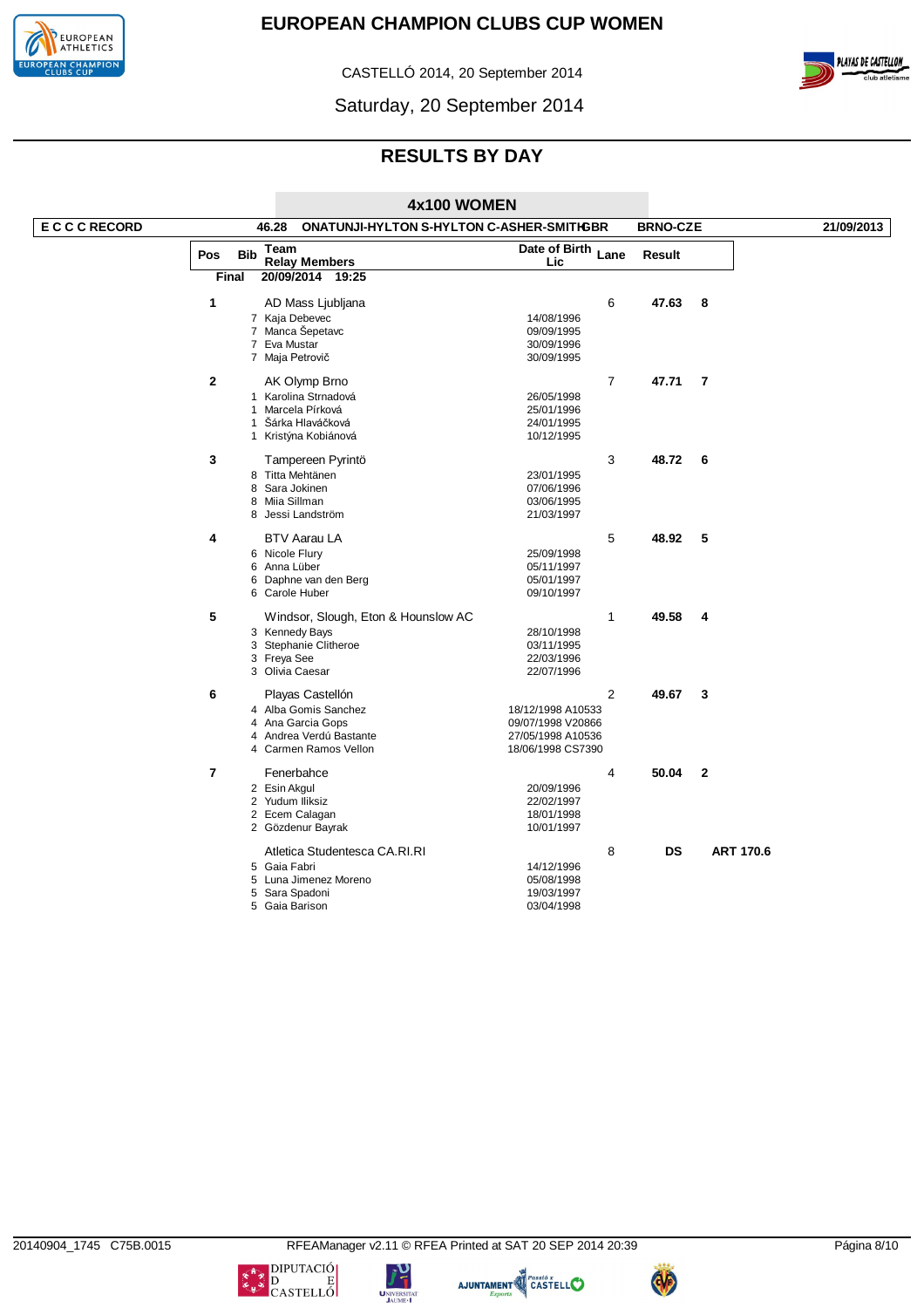# EUROPEAN CHAMPION CLUBS CUP WOMEN

CASTELLÓ 2014, 20 September 2014

Saturday, 20 September 2014

## RESULTS BY DAY

### 4x100 WOMEN

| E C C C RECORD | 46.28 | ONATUNJI-HYLTON S-HYLTON C-ASHER-SMITHGBR | BRNO-CZE | 21/09/2013 |
|---|---|---|---|---|

**Final** 20/09/2014 19:25

| Pos | Bib | Team / Relay Members | Date of Birth / Lic | Lane | Result | |
|---|---|---|---|---|---|---|
| 1 | | AD Mass Ljubljana | | 6 | 47.63 | 8 |
| | 7 | Kaja Debevec | 14/08/1996 | | | |
| | 7 | Manca Šepetavc | 09/09/1995 | | | |
| | 7 | Eva Mustar | 30/09/1996 | | | |
| | 7 | Maja Petrovič | 30/09/1995 | | | |
| 2 | | AK Olymp Brno | | 7 | 47.71 | 7 |
| | 1 | Karolina Strnadová | 26/05/1998 | | | |
| | 1 | Marcela Pírková | 25/01/1996 | | | |
| | 1 | Šárka Hlaváčková | 24/01/1995 | | | |
| | 1 | Kristýna Kobiánová | 10/12/1995 | | | |
| 3 | | Tampereen Pyrintö | | 3 | 48.72 | 6 |
| | 8 | Titta Mehtänen | 23/01/1995 | | | |
| | 8 | Sara Jokinen | 07/06/1996 | | | |
| | 8 | Miia Sillman | 03/06/1995 | | | |
| | 8 | Jessi Landström | 21/03/1997 | | | |
| 4 | | BTV Aarau LA | | 5 | 48.92 | 5 |
| | 6 | Nicole Flury | 25/09/1998 | | | |
| | 6 | Anna Lüber | 05/11/1997 | | | |
| | 6 | Daphne van den Berg | 05/01/1997 | | | |
| | 6 | Carole Huber | 09/10/1997 | | | |
| 5 | | Windsor, Slough, Eton & Hounslow AC | | 1 | 49.58 | 4 |
| | 3 | Kennedy Bays | 28/10/1998 | | | |
| | 3 | Stephanie Clitheroe | 03/11/1995 | | | |
| | 3 | Freya See | 22/03/1996 | | | |
| | 3 | Olivia Caesar | 22/07/1996 | | | |
| 6 | | Playas Castellón | | 2 | 49.67 | 3 |
| | 4 | Alba Gomis Sanchez | 18/12/1998 A10533 | | | |
| | 4 | Ana Garcia Gops | 09/07/1998 V20866 | | | |
| | 4 | Andrea Verdú Bastante | 27/05/1998 A10536 | | | |
| | 4 | Carmen Ramos Vellon | 18/06/1998 CS7390 | | | |
| 7 | | Fenerbahce | | 4 | 50.04 | 2 |
| | 2 | Esin Akgul | 20/09/1996 | | | |
| | 2 | Yudum Iliksiz | 22/02/1997 | | | |
| | 2 | Ecem Calagan | 18/01/1998 | | | |
| | 2 | Gözdenur Bayrak | 10/01/1997 | | | |
| | | Atletica Studentesca CA.RI.RI | | 8 | DS | ART 170.6 |
| | 5 | Gaia Fabri | 14/12/1996 | | | |
| | 5 | Luna Jimenez Moreno | 05/08/1998 | | | |
| | 5 | Sara Spadoni | 19/03/1997 | | | |
| | 5 | Gaia Barison | 03/04/1998 | | | |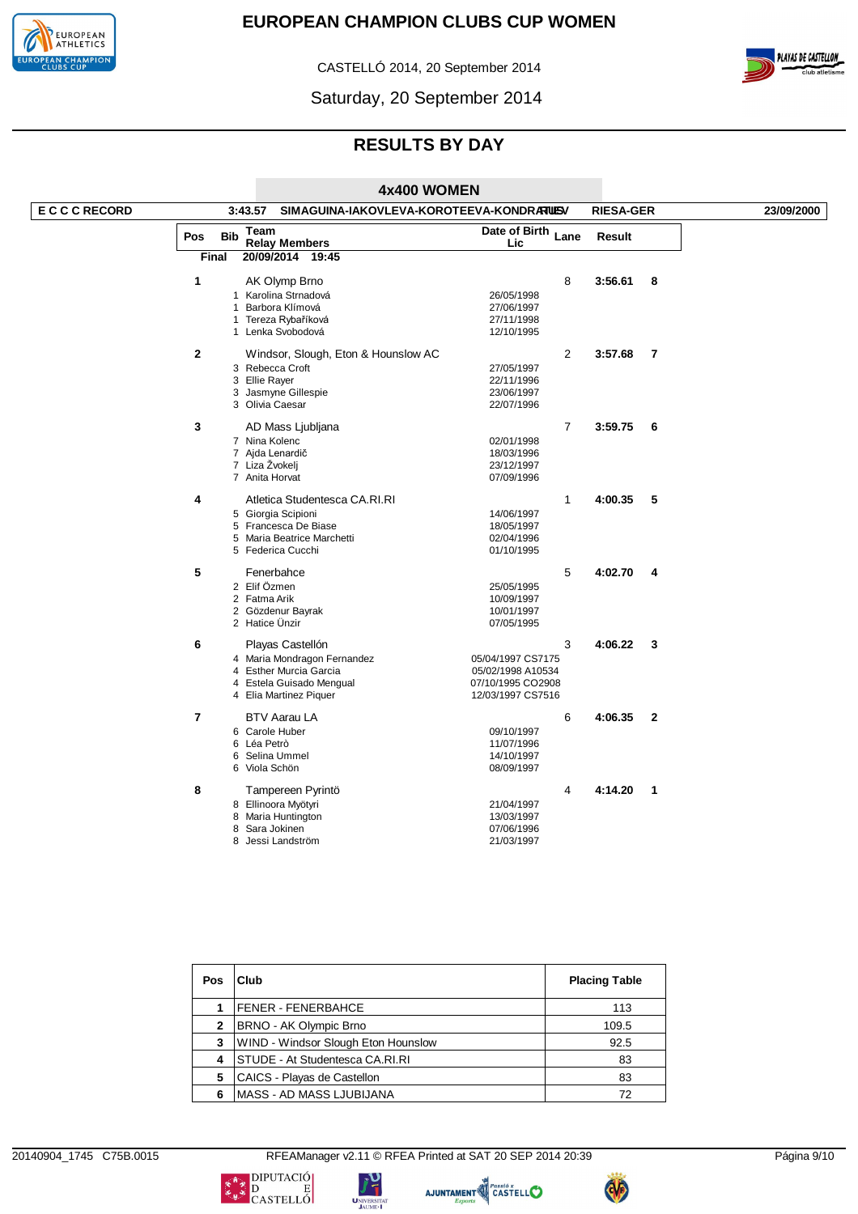# EUROPEAN CHAMPION CLUBS CUP WOMEN

CASTELLÓ 2014, 20 September 2014

Saturday, 20 September 2014

## RESULTS BY DAY

### 4x400 WOMEN

**E C C C RECORD** 3:43.57 SIMAGUINA-IAKOVLEVA-KOROTEEVA-KONDRATIEV RUS RIESA-GER 23/09/2000

Final 20/09/2014 19:45

| Pos | Bib | Team / Relay Members | Date of Birth Lic | Lane | Result | |
|---|---|---|---|---|---|---|
| 1 | | AK Olymp Brno | | 8 | 3:56.61 | 8 |
| | 1 | Karolina Strnadová | 26/05/1998 | | | |
| | 1 | Barbora Klímová | 27/06/1997 | | | |
| | 1 | Tereza Rybaříková | 27/11/1998 | | | |
| | 1 | Lenka Svobodová | 12/10/1995 | | | |
| 2 | | Windsor, Slough, Eton & Hounslow AC | | 2 | 3:57.68 | 7 |
| | 3 | Rebecca Croft | 27/05/1997 | | | |
| | 3 | Ellie Rayer | 22/11/1996 | | | |
| | 3 | Jasmyne Gillespie | 23/06/1997 | | | |
| | 3 | Olivia Caesar | 22/07/1996 | | | |
| 3 | | AD Mass Ljubljana | | 7 | 3:59.75 | 6 |
| | 7 | Nina Kolenc | 02/01/1998 | | | |
| | 7 | Ajda Lenardič | 18/03/1996 | | | |
| | 7 | Liza Žvokelj | 23/12/1997 | | | |
| | 7 | Anita Horvat | 07/09/1996 | | | |
| 4 | | Atletica Studentesca CA.RI.RI | | 1 | 4:00.35 | 5 |
| | 5 | Giorgia Scipioni | 14/06/1997 | | | |
| | 5 | Francesca De Biase | 18/05/1997 | | | |
| | 5 | Maria Beatrice Marchetti | 02/04/1996 | | | |
| | 5 | Federica Cucchi | 01/10/1995 | | | |
| 5 | | Fenerbahce | | 5 | 4:02.70 | 4 |
| | 2 | Elif Özmen | 25/05/1995 | | | |
| | 2 | Fatma Arik | 10/09/1997 | | | |
| | 2 | Gözdenur Bayrak | 10/01/1997 | | | |
| | 2 | Hatice Ünzir | 07/05/1995 | | | |
| 6 | | Playas Castellón | | 3 | 4:06.22 | 3 |
| | 4 | Maria Mondragon Fernandez | 05/04/1997 CS7175 | | | |
| | 4 | Esther Murcia Garcia | 05/02/1998 A10534 | | | |
| | 4 | Estela Guisado Mengual | 07/10/1995 CO2908 | | | |
| | 4 | Elia Martinez Piquer | 12/03/1997 CS7516 | | | |
| 7 | | BTV Aarau LA | | 6 | 4:06.35 | 2 |
| | 6 | Carole Huber | 09/10/1997 | | | |
| | 6 | Léa Petrò | 11/07/1996 | | | |
| | 6 | Selina Ummel | 14/10/1997 | | | |
| | 6 | Viola Schön | 08/09/1997 | | | |
| 8 | | Tampereen Pyrintö | | 4 | 4:14.20 | 1 |
| | 8 | Ellinoora Myötyri | 21/04/1997 | | | |
| | 8 | Maria Huntington | 13/03/1997 | | | |
| | 8 | Sara Jokinen | 07/06/1996 | | | |
| | 8 | Jessi Landström | 21/03/1997 | | | |

| Pos | Club | Placing Table |
|---|---|---|
| 1 | FENER - FENERBAHCE | 113 |
| 2 | BRNO - AK Olympic Brno | 109.5 |
| 3 | WIND - Windsor Slough Eton Hounslow | 92.5 |
| 4 | STUDE - At Studentesca CA.RI.RI | 83 |
| 5 | CAICS - Playas de Castellon | 83 |
| 6 | MASS - AD MASS LJUBIJANA | 72 |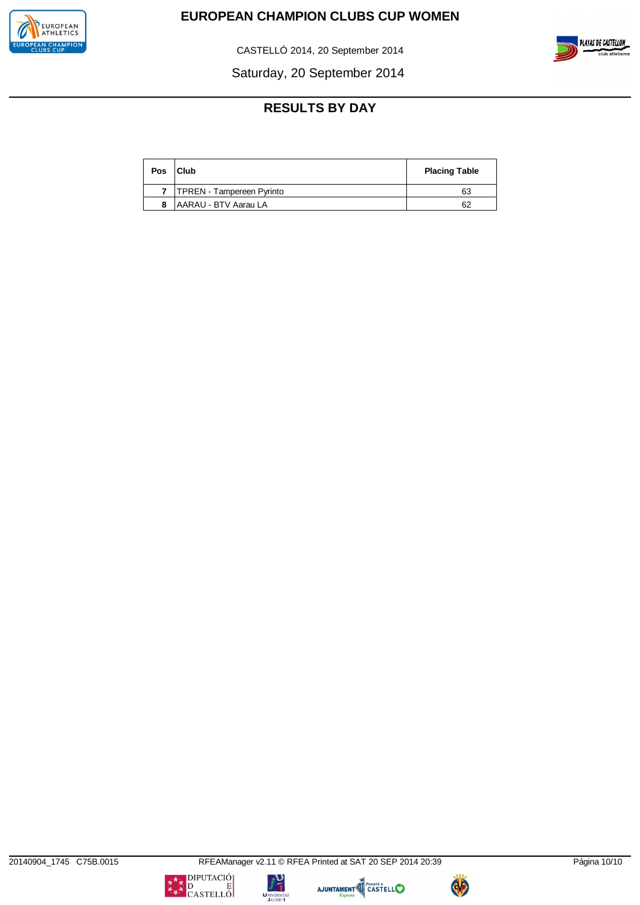# EUROPEAN CHAMPION CLUBS CUP WOMEN

CASTELLÓ 2014, 20 September 2014

Saturday, 20 September 2014

## RESULTS BY DAY

| Pos | Club | Placing Table |
|---|---|---|
| 7 | TPREN - Tampereen Pyrinto | 63 |
| 8 | AARAU - BTV Aarau LA | 62 |